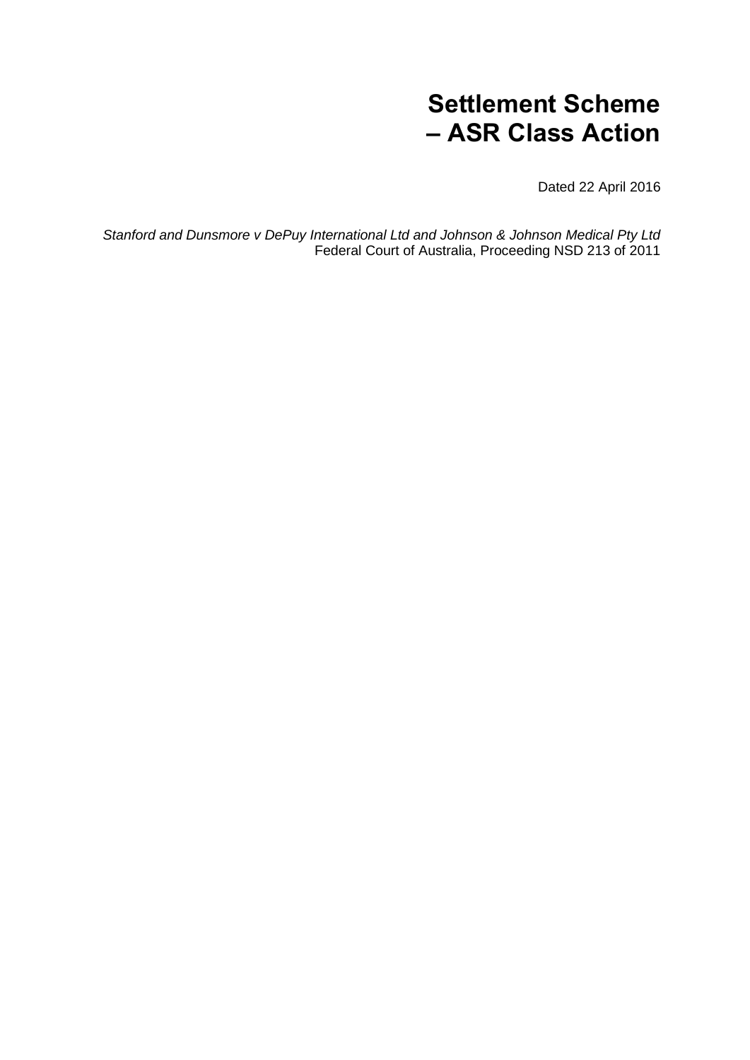# Settlement Scheme – ASR Class Action

Dated 22 April 2016

*Stanford and Dunsmore v DePuy International Ltd and Johnson & Johnson Medical Pty Ltd*
Federal Court of Australia, Proceeding NSD 213 of 2011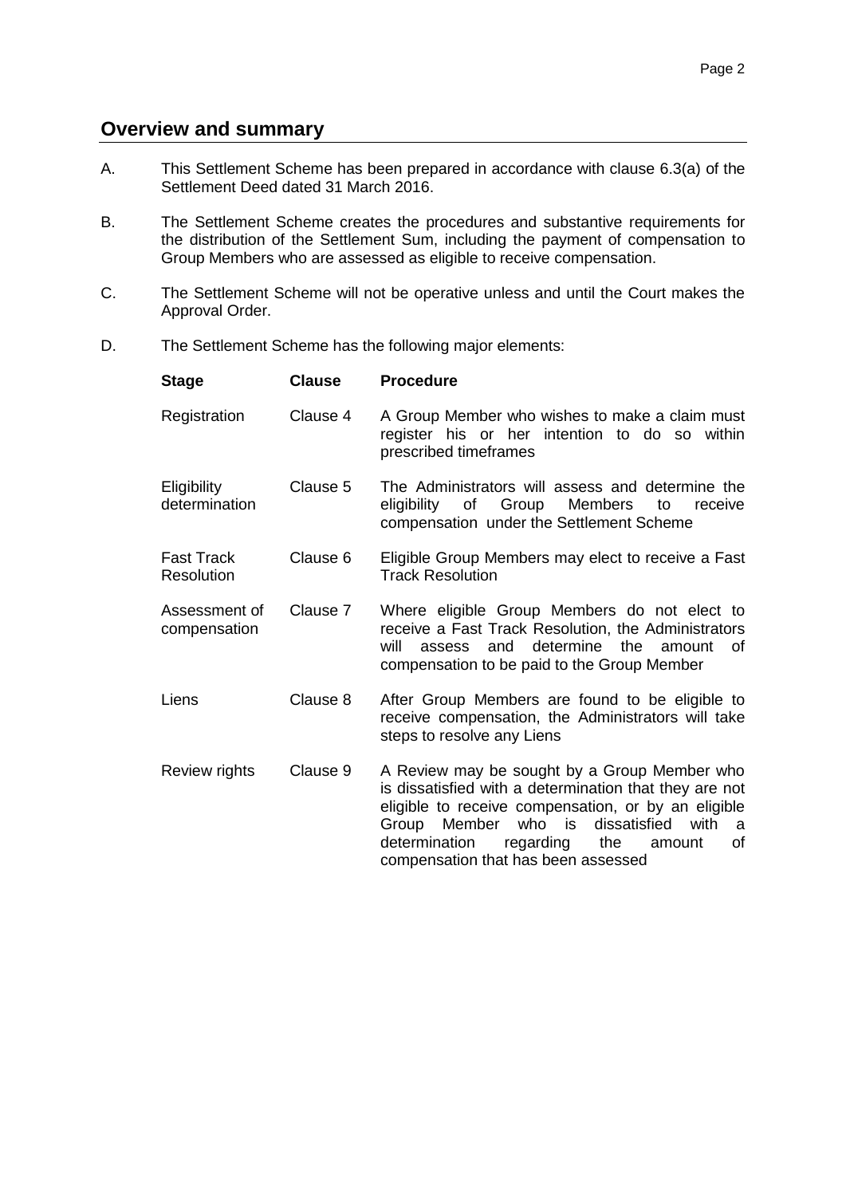## Overview and summary

A. This Settlement Scheme has been prepared in accordance with clause 6.3(a) of the Settlement Deed dated 31 March 2016.

B. The Settlement Scheme creates the procedures and substantive requirements for the distribution of the Settlement Sum, including the payment of compensation to Group Members who are assessed as eligible to receive compensation.

C. The Settlement Scheme will not be operative unless and until the Court makes the Approval Order.

D. The Settlement Scheme has the following major elements:

| Stage | Clause | Procedure |
|---|---|---|
| Registration | Clause 4 | A Group Member who wishes to make a claim must register his or her intention to do so within prescribed timeframes |
| Eligibility determination | Clause 5 | The Administrators will assess and determine the eligibility of Group Members to receive compensation under the Settlement Scheme |
| Fast Track Resolution | Clause 6 | Eligible Group Members may elect to receive a Fast Track Resolution |
| Assessment of compensation | Clause 7 | Where eligible Group Members do not elect to receive a Fast Track Resolution, the Administrators will assess and determine the amount of compensation to be paid to the Group Member |
| Liens | Clause 8 | After Group Members are found to be eligible to receive compensation, the Administrators will take steps to resolve any Liens |
| Review rights | Clause 9 | A Review may be sought by a Group Member who is dissatisfied with a determination that they are not eligible to receive compensation, or by an eligible Group Member who is dissatisfied with a determination regarding the amount of compensation that has been assessed |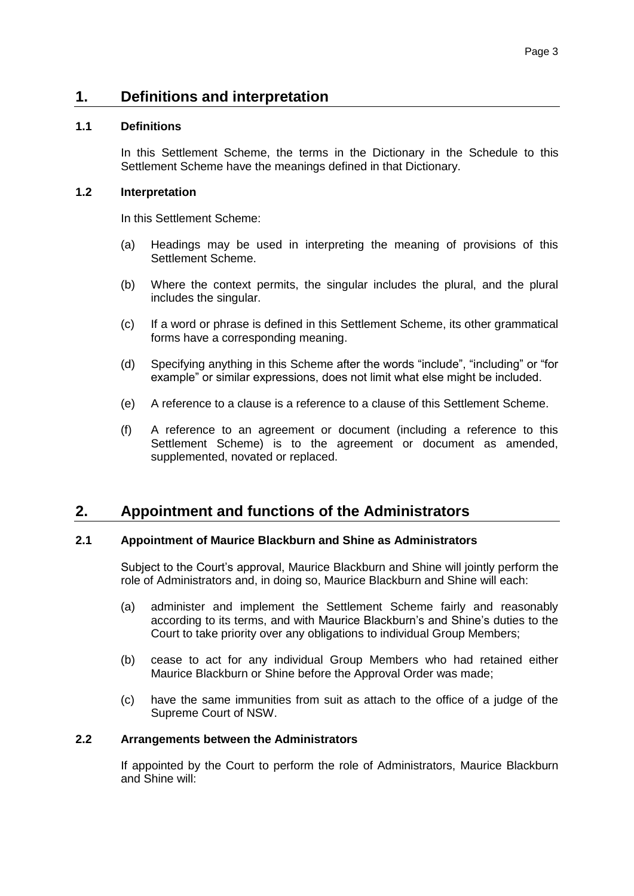# 1. Definitions and interpretation

### 1.1 Definitions

In this Settlement Scheme, the terms in the Dictionary in the Schedule to this Settlement Scheme have the meanings defined in that Dictionary.

### 1.2 Interpretation

In this Settlement Scheme:

(a) Headings may be used in interpreting the meaning of provisions of this Settlement Scheme.

(b) Where the context permits, the singular includes the plural, and the plural includes the singular.

(c) If a word or phrase is defined in this Settlement Scheme, its other grammatical forms have a corresponding meaning.

(d) Specifying anything in this Scheme after the words "include", "including" or "for example" or similar expressions, does not limit what else might be included.

(e) A reference to a clause is a reference to a clause of this Settlement Scheme.

(f) A reference to an agreement or document (including a reference to this Settlement Scheme) is to the agreement or document as amended, supplemented, novated or replaced.

# 2. Appointment and functions of the Administrators

### 2.1 Appointment of Maurice Blackburn and Shine as Administrators

Subject to the Court's approval, Maurice Blackburn and Shine will jointly perform the role of Administrators and, in doing so, Maurice Blackburn and Shine will each:

(a) administer and implement the Settlement Scheme fairly and reasonably according to its terms, and with Maurice Blackburn's and Shine's duties to the Court to take priority over any obligations to individual Group Members;

(b) cease to act for any individual Group Members who had retained either Maurice Blackburn or Shine before the Approval Order was made;

(c) have the same immunities from suit as attach to the office of a judge of the Supreme Court of NSW.

### 2.2 Arrangements between the Administrators

If appointed by the Court to perform the role of Administrators, Maurice Blackburn and Shine will: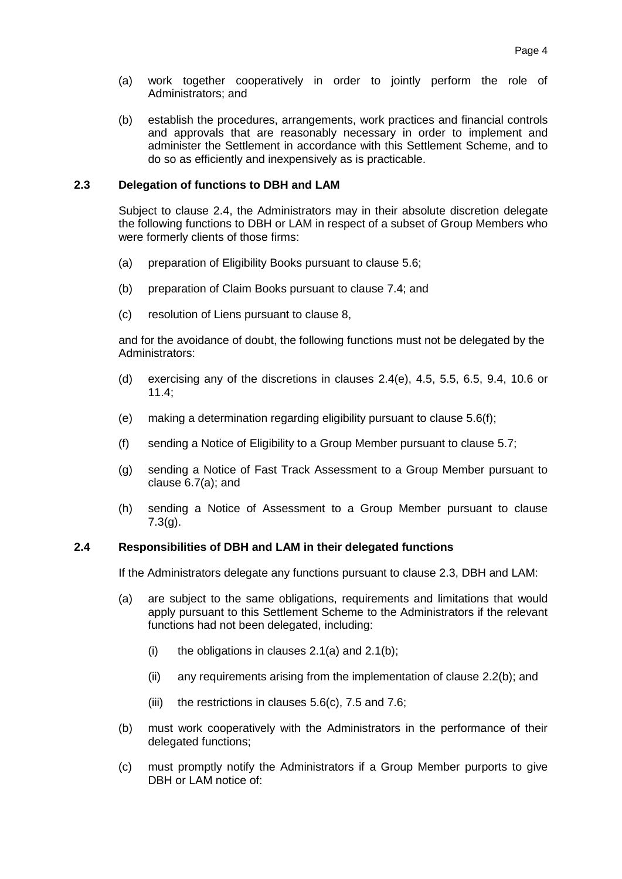(a) work together cooperatively in order to jointly perform the role of Administrators; and

(b) establish the procedures, arrangements, work practices and financial controls and approvals that are reasonably necessary in order to implement and administer the Settlement in accordance with this Settlement Scheme, and to do so as efficiently and inexpensively as is practicable.

### 2.3 Delegation of functions to DBH and LAM

Subject to clause 2.4, the Administrators may in their absolute discretion delegate the following functions to DBH or LAM in respect of a subset of Group Members who were formerly clients of those firms:

(a) preparation of Eligibility Books pursuant to clause 5.6;

(b) preparation of Claim Books pursuant to clause 7.4; and

(c) resolution of Liens pursuant to clause 8,

and for the avoidance of doubt, the following functions must not be delegated by the Administrators:

(d) exercising any of the discretions in clauses 2.4(e), 4.5, 5.5, 6.5, 9.4, 10.6 or 11.4;

(e) making a determination regarding eligibility pursuant to clause 5.6(f);

(f) sending a Notice of Eligibility to a Group Member pursuant to clause 5.7;

(g) sending a Notice of Fast Track Assessment to a Group Member pursuant to clause 6.7(a); and

(h) sending a Notice of Assessment to a Group Member pursuant to clause 7.3(g).

### 2.4 Responsibilities of DBH and LAM in their delegated functions

If the Administrators delegate any functions pursuant to clause 2.3, DBH and LAM:

(a) are subject to the same obligations, requirements and limitations that would apply pursuant to this Settlement Scheme to the Administrators if the relevant functions had not been delegated, including:

  (i) the obligations in clauses 2.1(a) and 2.1(b);

  (ii) any requirements arising from the implementation of clause 2.2(b); and

  (iii) the restrictions in clauses 5.6(c), 7.5 and 7.6;

(b) must work cooperatively with the Administrators in the performance of their delegated functions;

(c) must promptly notify the Administrators if a Group Member purports to give DBH or LAM notice of: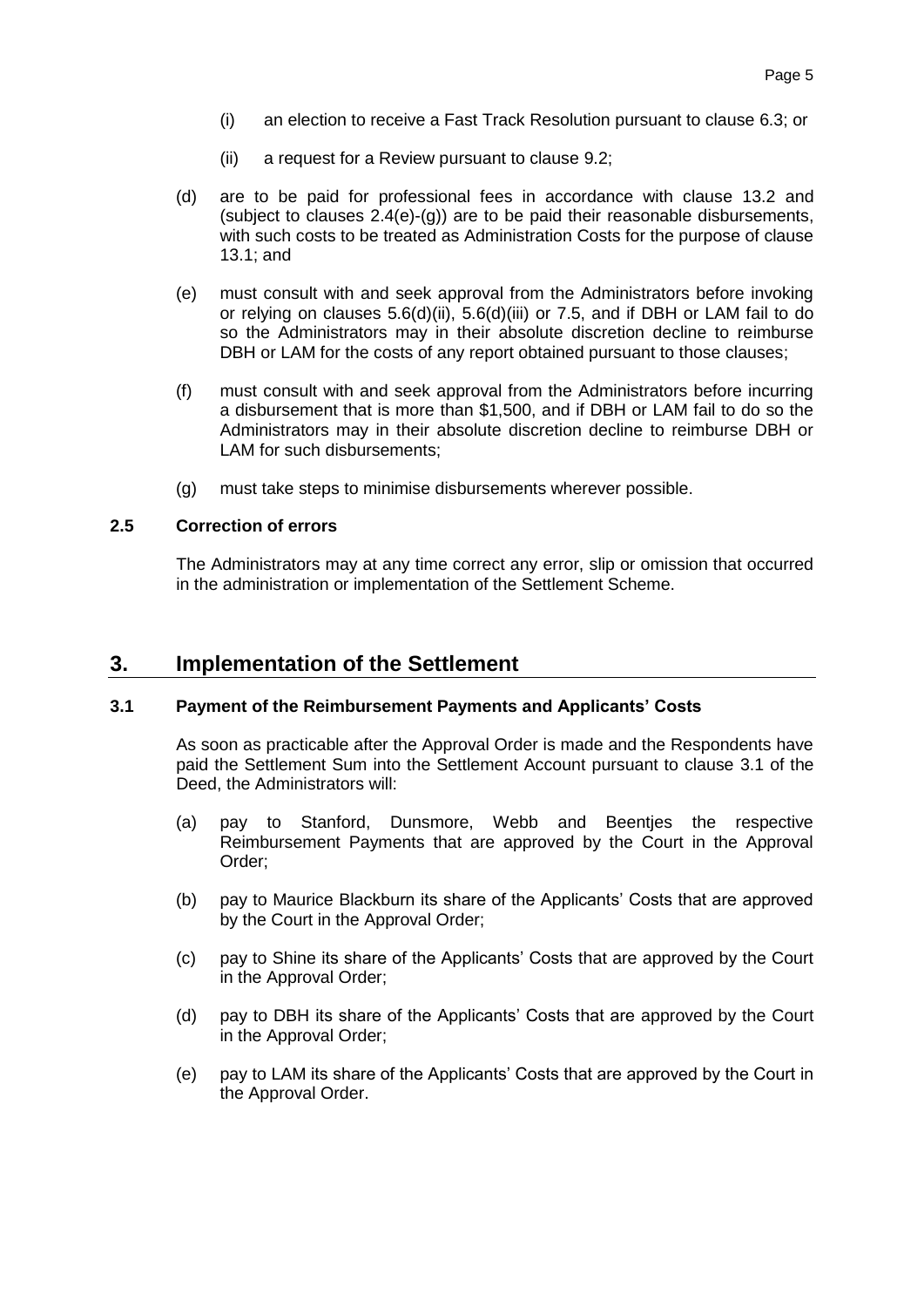(i) an election to receive a Fast Track Resolution pursuant to clause 6.3; or

(ii) a request for a Review pursuant to clause 9.2;

(d) are to be paid for professional fees in accordance with clause 13.2 and (subject to clauses 2.4(e)-(g)) are to be paid their reasonable disbursements, with such costs to be treated as Administration Costs for the purpose of clause 13.1; and

(e) must consult with and seek approval from the Administrators before invoking or relying on clauses 5.6(d)(ii), 5.6(d)(iii) or 7.5, and if DBH or LAM fail to do so the Administrators may in their absolute discretion decline to reimburse DBH or LAM for the costs of any report obtained pursuant to those clauses;

(f) must consult with and seek approval from the Administrators before incurring a disbursement that is more than $1,500, and if DBH or LAM fail to do so the Administrators may in their absolute discretion decline to reimburse DBH or LAM for such disbursements;

(g) must take steps to minimise disbursements wherever possible.

### 2.5 Correction of errors

The Administrators may at any time correct any error, slip or omission that occurred in the administration or implementation of the Settlement Scheme.

## 3. Implementation of the Settlement

### 3.1 Payment of the Reimbursement Payments and Applicants' Costs

As soon as practicable after the Approval Order is made and the Respondents have paid the Settlement Sum into the Settlement Account pursuant to clause 3.1 of the Deed, the Administrators will:

(a) pay to Stanford, Dunsmore, Webb and Beentjes the respective Reimbursement Payments that are approved by the Court in the Approval Order;

(b) pay to Maurice Blackburn its share of the Applicants' Costs that are approved by the Court in the Approval Order;

(c) pay to Shine its share of the Applicants' Costs that are approved by the Court in the Approval Order;

(d) pay to DBH its share of the Applicants' Costs that are approved by the Court in the Approval Order;

(e) pay to LAM its share of the Applicants' Costs that are approved by the Court in the Approval Order.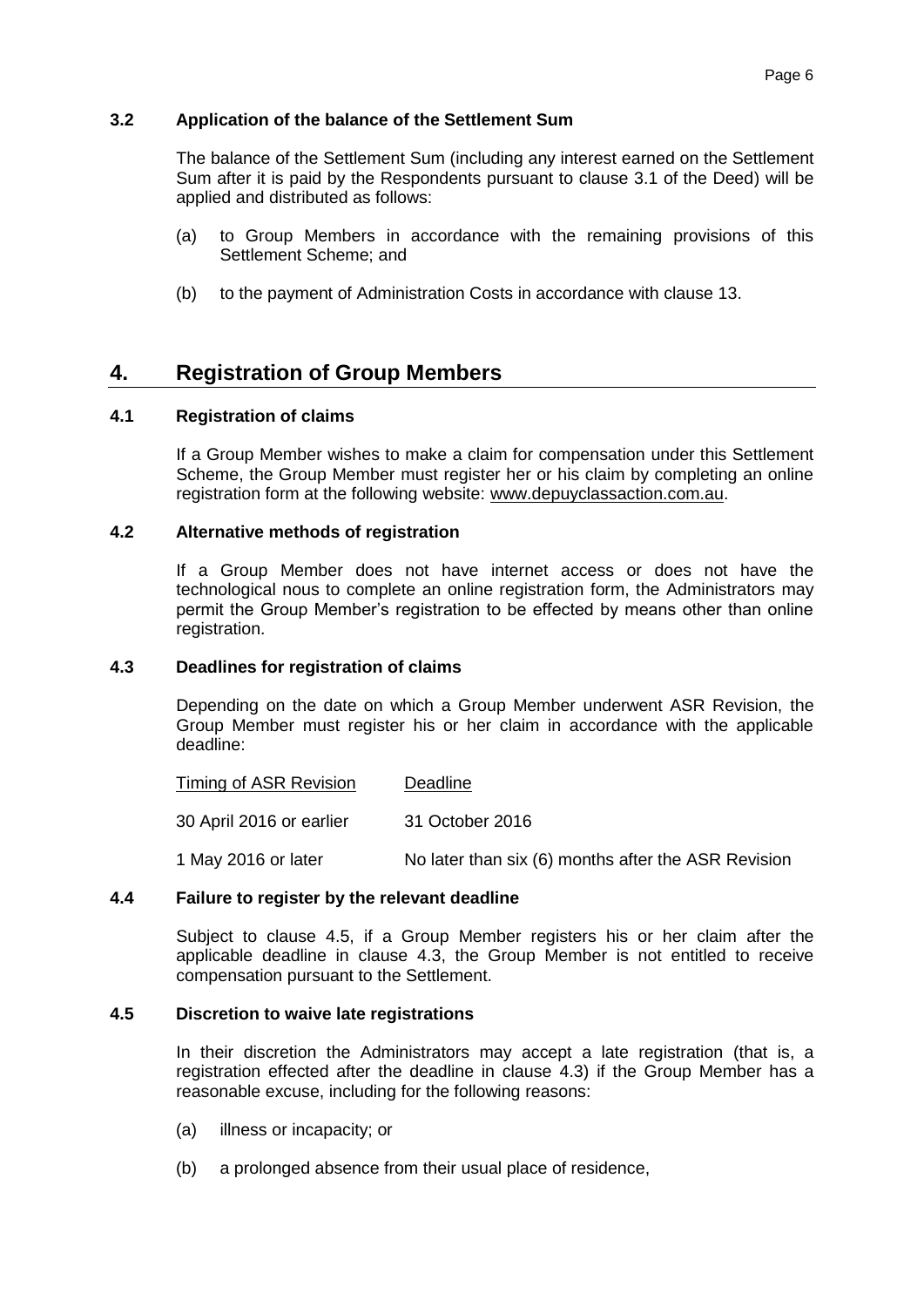### 3.2 Application of the balance of the Settlement Sum

The balance of the Settlement Sum (including any interest earned on the Settlement Sum after it is paid by the Respondents pursuant to clause 3.1 of the Deed) will be applied and distributed as follows:

(a) to Group Members in accordance with the remaining provisions of this Settlement Scheme; and

(b) to the payment of Administration Costs in accordance with clause 13.

## 4. Registration of Group Members

### 4.1 Registration of claims

If a Group Member wishes to make a claim for compensation under this Settlement Scheme, the Group Member must register her or his claim by completing an online registration form at the following website: www.depuyclassaction.com.au.

### 4.2 Alternative methods of registration

If a Group Member does not have internet access or does not have the technological nous to complete an online registration form, the Administrators may permit the Group Member's registration to be effected by means other than online registration.

### 4.3 Deadlines for registration of claims

Depending on the date on which a Group Member underwent ASR Revision, the Group Member must register his or her claim in accordance with the applicable deadline:

| Timing of ASR Revision | Deadline |
|---|---|
| 30 April 2016 or earlier | 31 October 2016 |
| 1 May 2016 or later | No later than six (6) months after the ASR Revision |

### 4.4 Failure to register by the relevant deadline

Subject to clause 4.5, if a Group Member registers his or her claim after the applicable deadline in clause 4.3, the Group Member is not entitled to receive compensation pursuant to the Settlement.

### 4.5 Discretion to waive late registrations

In their discretion the Administrators may accept a late registration (that is, a registration effected after the deadline in clause 4.3) if the Group Member has a reasonable excuse, including for the following reasons:

(a) illness or incapacity; or

(b) a prolonged absence from their usual place of residence,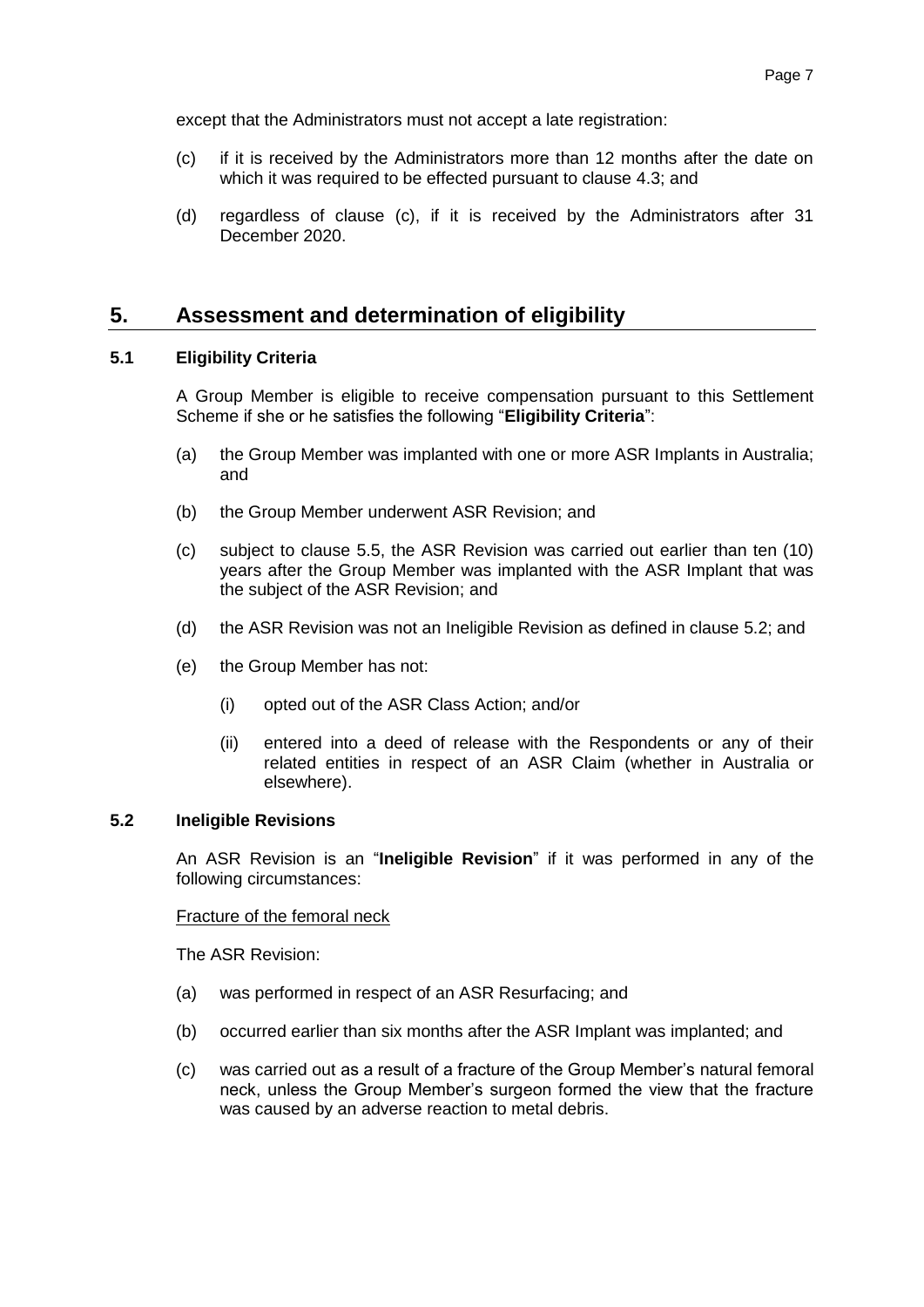except that the Administrators must not accept a late registration:

(c) if it is received by the Administrators more than 12 months after the date on which it was required to be effected pursuant to clause 4.3; and

(d) regardless of clause (c), if it is received by the Administrators after 31 December 2020.

## 5. Assessment and determination of eligibility

### 5.1 Eligibility Criteria

A Group Member is eligible to receive compensation pursuant to this Settlement Scheme if she or he satisfies the following "**Eligibility Criteria**":

(a) the Group Member was implanted with one or more ASR Implants in Australia; and

(b) the Group Member underwent ASR Revision; and

(c) subject to clause 5.5, the ASR Revision was carried out earlier than ten (10) years after the Group Member was implanted with the ASR Implant that was the subject of the ASR Revision; and

(d) the ASR Revision was not an Ineligible Revision as defined in clause 5.2; and

(e) the Group Member has not:

(i) opted out of the ASR Class Action; and/or

(ii) entered into a deed of release with the Respondents or any of their related entities in respect of an ASR Claim (whether in Australia or elsewhere).

### 5.2 Ineligible Revisions

An ASR Revision is an "**Ineligible Revision**" if it was performed in any of the following circumstances:

<u>Fracture of the femoral neck</u>

The ASR Revision:

(a) was performed in respect of an ASR Resurfacing; and

(b) occurred earlier than six months after the ASR Implant was implanted; and

(c) was carried out as a result of a fracture of the Group Member's natural femoral neck, unless the Group Member's surgeon formed the view that the fracture was caused by an adverse reaction to metal debris.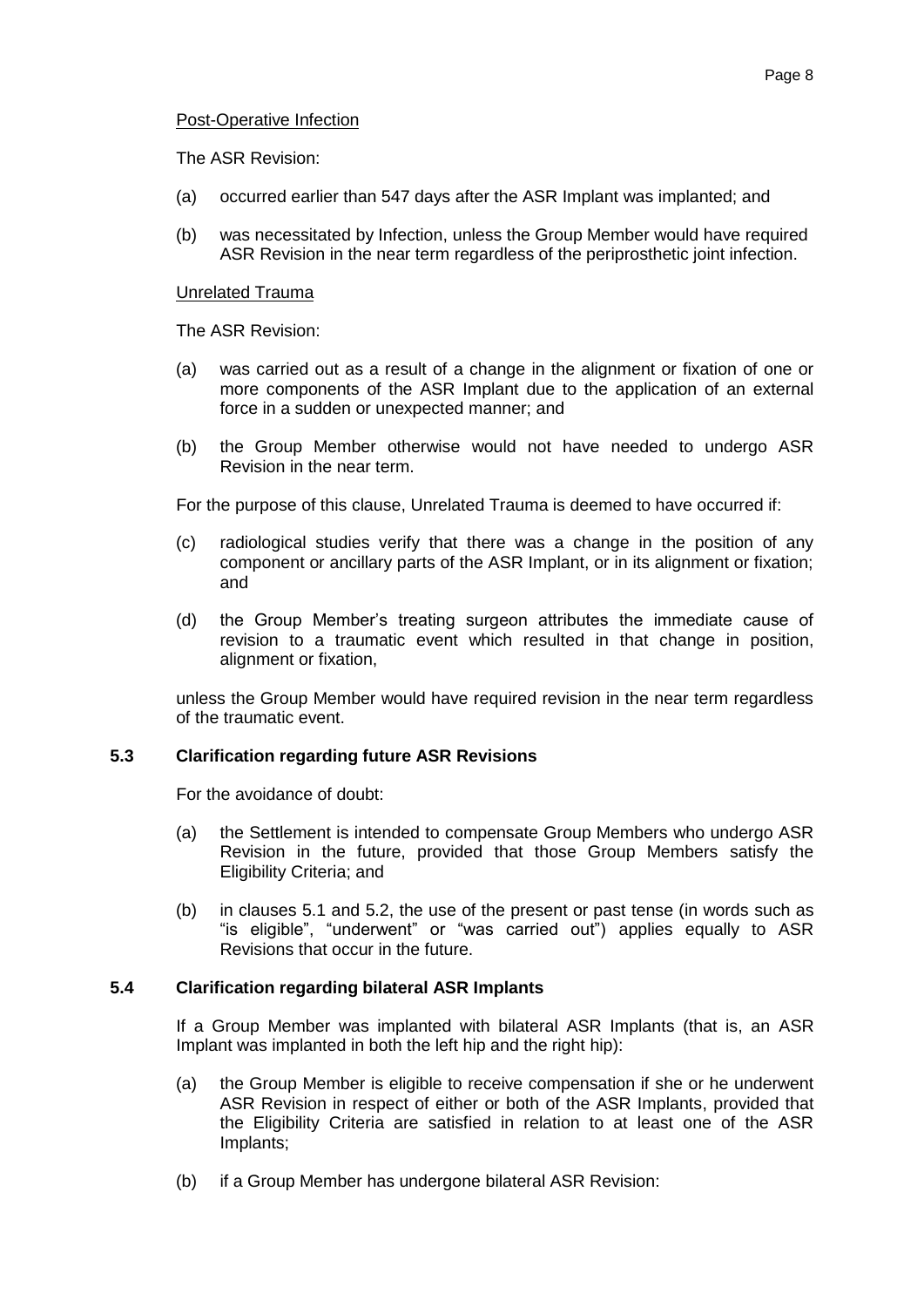Post-Operative Infection

The ASR Revision:

(a) occurred earlier than 547 days after the ASR Implant was implanted; and

(b) was necessitated by Infection, unless the Group Member would have required ASR Revision in the near term regardless of the periprosthetic joint infection.

Unrelated Trauma

The ASR Revision:

(a) was carried out as a result of a change in the alignment or fixation of one or more components of the ASR Implant due to the application of an external force in a sudden or unexpected manner; and

(b) the Group Member otherwise would not have needed to undergo ASR Revision in the near term.

For the purpose of this clause, Unrelated Trauma is deemed to have occurred if:

(c) radiological studies verify that there was a change in the position of any component or ancillary parts of the ASR Implant, or in its alignment or fixation; and

(d) the Group Member's treating surgeon attributes the immediate cause of revision to a traumatic event which resulted in that change in position, alignment or fixation,

unless the Group Member would have required revision in the near term regardless of the traumatic event.

### 5.3 Clarification regarding future ASR Revisions

For the avoidance of doubt:

(a) the Settlement is intended to compensate Group Members who undergo ASR Revision in the future, provided that those Group Members satisfy the Eligibility Criteria; and

(b) in clauses 5.1 and 5.2, the use of the present or past tense (in words such as "is eligible", "underwent" or "was carried out") applies equally to ASR Revisions that occur in the future.

### 5.4 Clarification regarding bilateral ASR Implants

If a Group Member was implanted with bilateral ASR Implants (that is, an ASR Implant was implanted in both the left hip and the right hip):

(a) the Group Member is eligible to receive compensation if she or he underwent ASR Revision in respect of either or both of the ASR Implants, provided that the Eligibility Criteria are satisfied in relation to at least one of the ASR Implants;

(b) if a Group Member has undergone bilateral ASR Revision: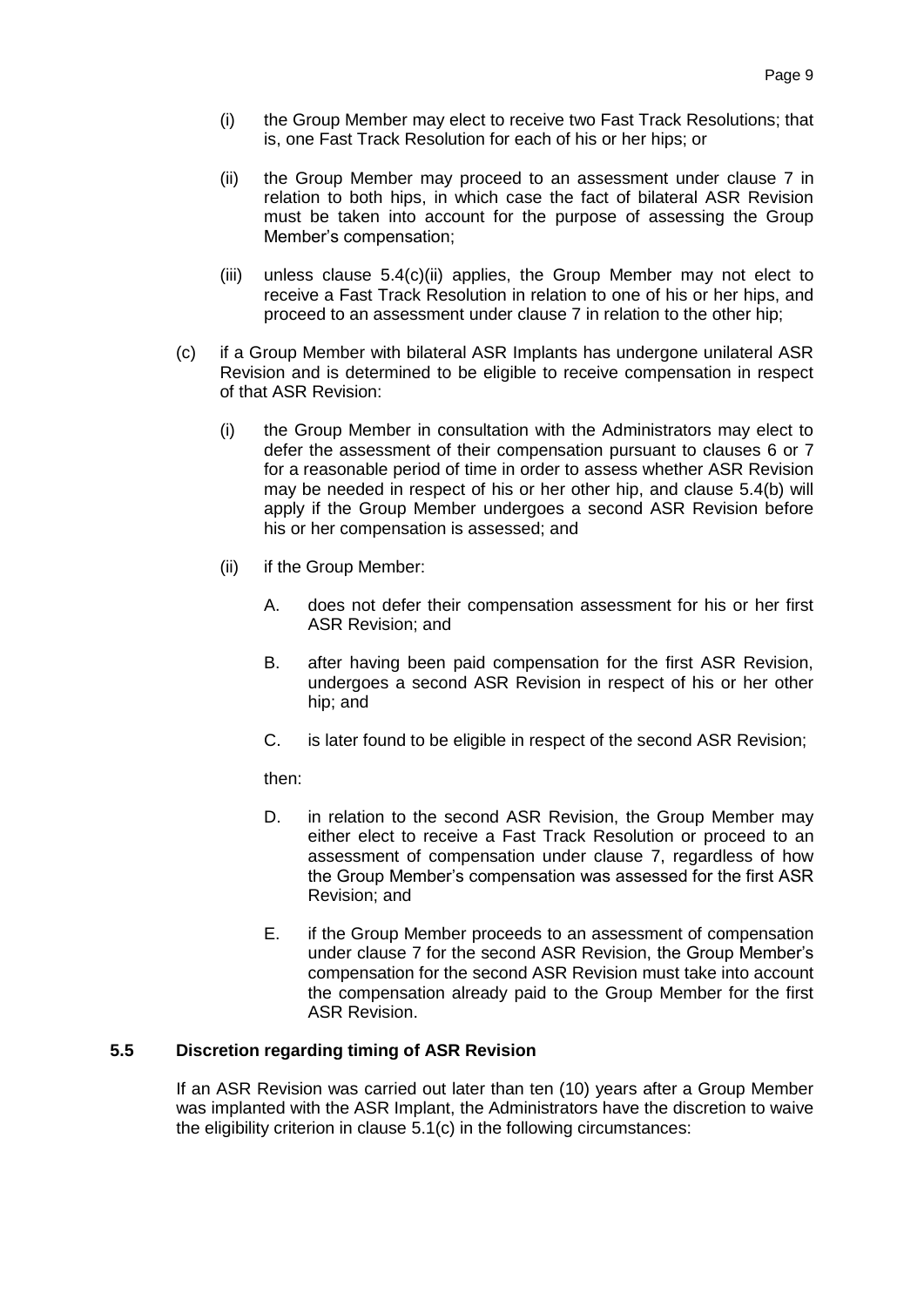- (i) the Group Member may elect to receive two Fast Track Resolutions; that is, one Fast Track Resolution for each of his or her hips; or

- (ii) the Group Member may proceed to an assessment under clause 7 in relation to both hips, in which case the fact of bilateral ASR Revision must be taken into account for the purpose of assessing the Group Member's compensation;

- (iii) unless clause 5.4(c)(ii) applies, the Group Member may not elect to receive a Fast Track Resolution in relation to one of his or her hips, and proceed to an assessment under clause 7 in relation to the other hip;

(c) if a Group Member with bilateral ASR Implants has undergone unilateral ASR Revision and is determined to be eligible to receive compensation in respect of that ASR Revision:

- (i) the Group Member in consultation with the Administrators may elect to defer the assessment of their compensation pursuant to clauses 6 or 7 for a reasonable period of time in order to assess whether ASR Revision may be needed in respect of his or her other hip, and clause 5.4(b) will apply if the Group Member undergoes a second ASR Revision before his or her compensation is assessed; and

- (ii) if the Group Member:

  A. does not defer their compensation assessment for his or her first ASR Revision; and

  B. after having been paid compensation for the first ASR Revision, undergoes a second ASR Revision in respect of his or her other hip; and

  C. is later found to be eligible in respect of the second ASR Revision;

  then:

  D. in relation to the second ASR Revision, the Group Member may either elect to receive a Fast Track Resolution or proceed to an assessment of compensation under clause 7, regardless of how the Group Member's compensation was assessed for the first ASR Revision; and

  E. if the Group Member proceeds to an assessment of compensation under clause 7 for the second ASR Revision, the Group Member's compensation for the second ASR Revision must take into account the compensation already paid to the Group Member for the first ASR Revision.

### 5.5 Discretion regarding timing of ASR Revision

If an ASR Revision was carried out later than ten (10) years after a Group Member was implanted with the ASR Implant, the Administrators have the discretion to waive the eligibility criterion in clause 5.1(c) in the following circumstances: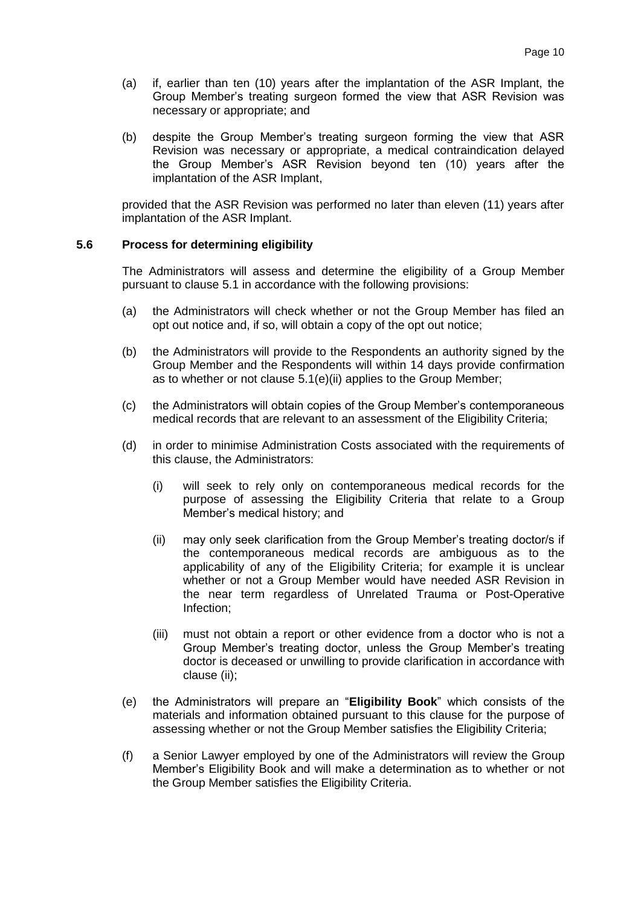(a) if, earlier than ten (10) years after the implantation of the ASR Implant, the Group Member's treating surgeon formed the view that ASR Revision was necessary or appropriate; and

(b) despite the Group Member's treating surgeon forming the view that ASR Revision was necessary or appropriate, a medical contraindication delayed the Group Member's ASR Revision beyond ten (10) years after the implantation of the ASR Implant,

provided that the ASR Revision was performed no later than eleven (11) years after implantation of the ASR Implant.

### 5.6 Process for determining eligibility

The Administrators will assess and determine the eligibility of a Group Member pursuant to clause 5.1 in accordance with the following provisions:

(a) the Administrators will check whether or not the Group Member has filed an opt out notice and, if so, will obtain a copy of the opt out notice;

(b) the Administrators will provide to the Respondents an authority signed by the Group Member and the Respondents will within 14 days provide confirmation as to whether or not clause 5.1(e)(ii) applies to the Group Member;

(c) the Administrators will obtain copies of the Group Member's contemporaneous medical records that are relevant to an assessment of the Eligibility Criteria;

(d) in order to minimise Administration Costs associated with the requirements of this clause, the Administrators:

   (i) will seek to rely only on contemporaneous medical records for the purpose of assessing the Eligibility Criteria that relate to a Group Member's medical history; and

   (ii) may only seek clarification from the Group Member's treating doctor/s if the contemporaneous medical records are ambiguous as to the applicability of any of the Eligibility Criteria; for example it is unclear whether or not a Group Member would have needed ASR Revision in the near term regardless of Unrelated Trauma or Post-Operative Infection;

   (iii) must not obtain a report or other evidence from a doctor who is not a Group Member's treating doctor, unless the Group Member's treating doctor is deceased or unwilling to provide clarification in accordance with clause (ii);

(e) the Administrators will prepare an "**Eligibility Book**" which consists of the materials and information obtained pursuant to this clause for the purpose of assessing whether or not the Group Member satisfies the Eligibility Criteria;

(f) a Senior Lawyer employed by one of the Administrators will review the Group Member's Eligibility Book and will make a determination as to whether or not the Group Member satisfies the Eligibility Criteria.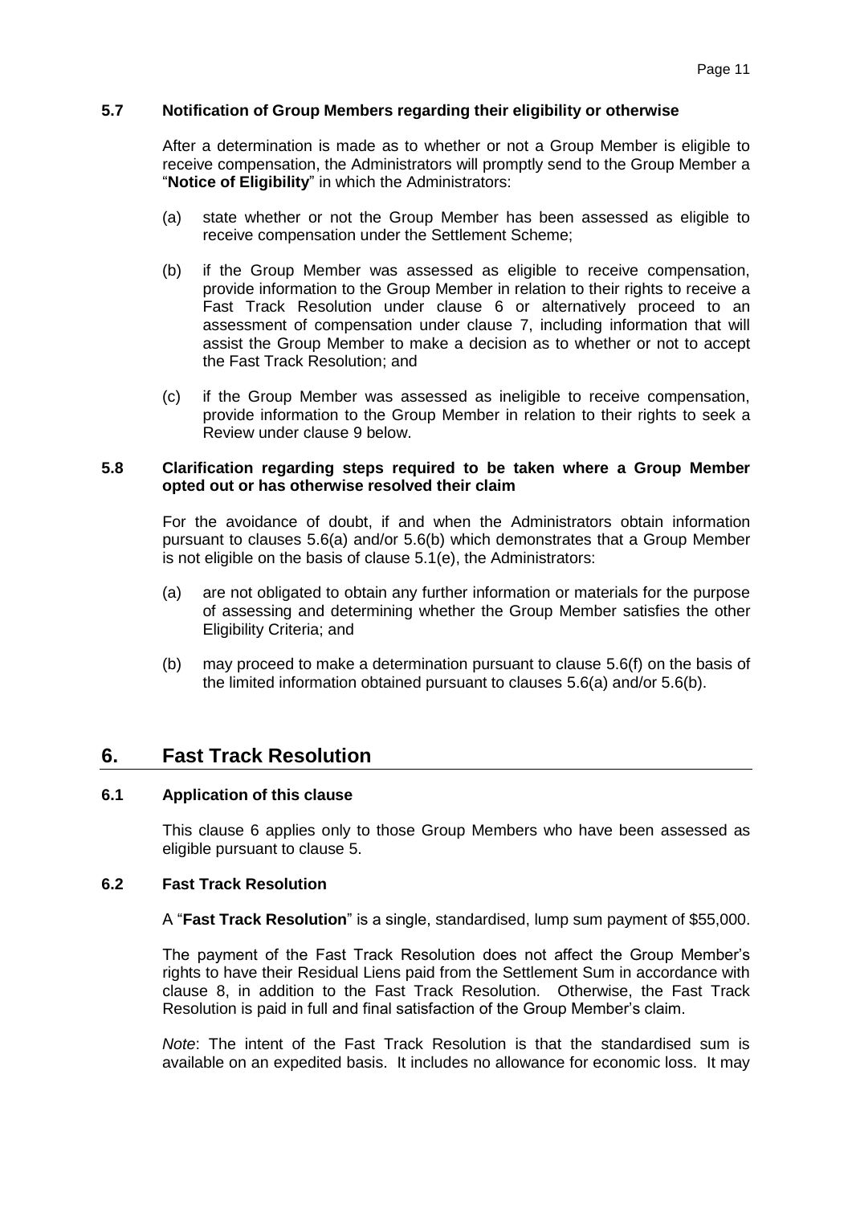### 5.7 Notification of Group Members regarding their eligibility or otherwise

After a determination is made as to whether or not a Group Member is eligible to receive compensation, the Administrators will promptly send to the Group Member a "**Notice of Eligibility**" in which the Administrators:

(a) state whether or not the Group Member has been assessed as eligible to receive compensation under the Settlement Scheme;

(b) if the Group Member was assessed as eligible to receive compensation, provide information to the Group Member in relation to their rights to receive a Fast Track Resolution under clause 6 or alternatively proceed to an assessment of compensation under clause 7, including information that will assist the Group Member to make a decision as to whether or not to accept the Fast Track Resolution; and

(c) if the Group Member was assessed as ineligible to receive compensation, provide information to the Group Member in relation to their rights to seek a Review under clause 9 below.

### 5.8 Clarification regarding steps required to be taken where a Group Member opted out or has otherwise resolved their claim

For the avoidance of doubt, if and when the Administrators obtain information pursuant to clauses 5.6(a) and/or 5.6(b) which demonstrates that a Group Member is not eligible on the basis of clause 5.1(e), the Administrators:

(a) are not obligated to obtain any further information or materials for the purpose of assessing and determining whether the Group Member satisfies the other Eligibility Criteria; and

(b) may proceed to make a determination pursuant to clause 5.6(f) on the basis of the limited information obtained pursuant to clauses 5.6(a) and/or 5.6(b).

## 6. Fast Track Resolution

### 6.1 Application of this clause

This clause 6 applies only to those Group Members who have been assessed as eligible pursuant to clause 5.

### 6.2 Fast Track Resolution

A "**Fast Track Resolution**" is a single, standardised, lump sum payment of $55,000.

The payment of the Fast Track Resolution does not affect the Group Member's rights to have their Residual Liens paid from the Settlement Sum in accordance with clause 8, in addition to the Fast Track Resolution. Otherwise, the Fast Track Resolution is paid in full and final satisfaction of the Group Member's claim.

*Note*: The intent of the Fast Track Resolution is that the standardised sum is available on an expedited basis. It includes no allowance for economic loss. It may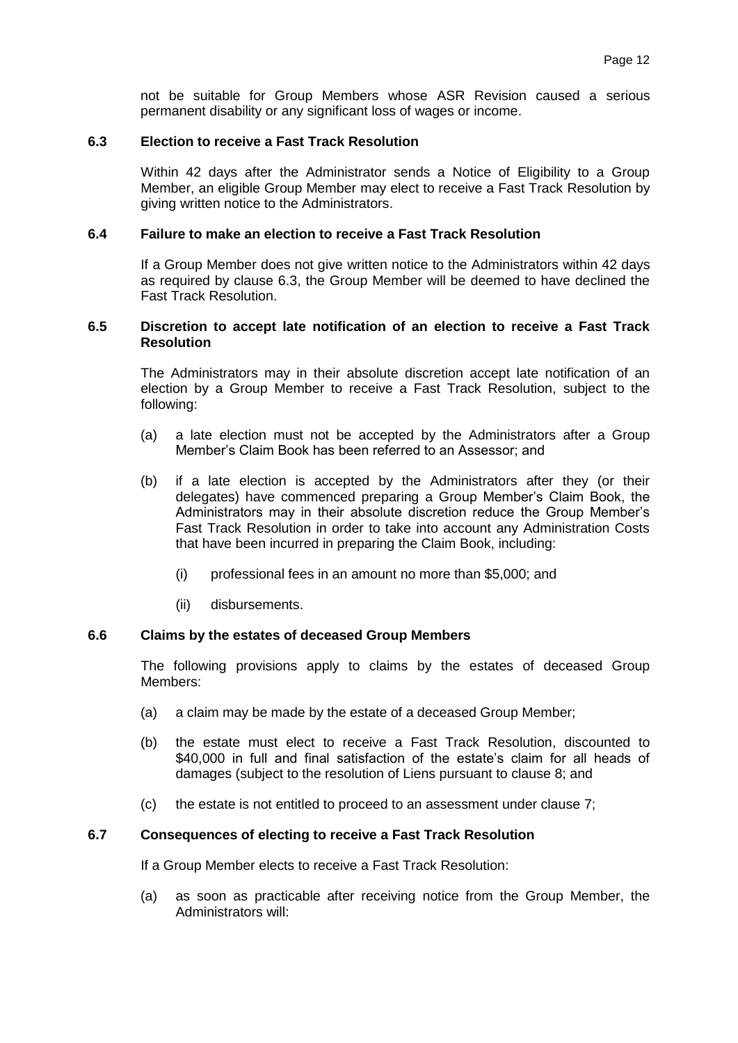not be suitable for Group Members whose ASR Revision caused a serious permanent disability or any significant loss of wages or income.

### 6.3 Election to receive a Fast Track Resolution

Within 42 days after the Administrator sends a Notice of Eligibility to a Group Member, an eligible Group Member may elect to receive a Fast Track Resolution by giving written notice to the Administrators.

### 6.4 Failure to make an election to receive a Fast Track Resolution

If a Group Member does not give written notice to the Administrators within 42 days as required by clause 6.3, the Group Member will be deemed to have declined the Fast Track Resolution.

### 6.5 Discretion to accept late notification of an election to receive a Fast Track Resolution

The Administrators may in their absolute discretion accept late notification of an election by a Group Member to receive a Fast Track Resolution, subject to the following:

(a) a late election must not be accepted by the Administrators after a Group Member's Claim Book has been referred to an Assessor; and

(b) if a late election is accepted by the Administrators after they (or their delegates) have commenced preparing a Group Member's Claim Book, the Administrators may in their absolute discretion reduce the Group Member's Fast Track Resolution in order to take into account any Administration Costs that have been incurred in preparing the Claim Book, including:

  (i) professional fees in an amount no more than $5,000; and

  (ii) disbursements.

### 6.6 Claims by the estates of deceased Group Members

The following provisions apply to claims by the estates of deceased Group Members:

(a) a claim may be made by the estate of a deceased Group Member;

(b) the estate must elect to receive a Fast Track Resolution, discounted to $40,000 in full and final satisfaction of the estate's claim for all heads of damages (subject to the resolution of Liens pursuant to clause 8; and

(c) the estate is not entitled to proceed to an assessment under clause 7;

### 6.7 Consequences of electing to receive a Fast Track Resolution

If a Group Member elects to receive a Fast Track Resolution:

(a) as soon as practicable after receiving notice from the Group Member, the Administrators will: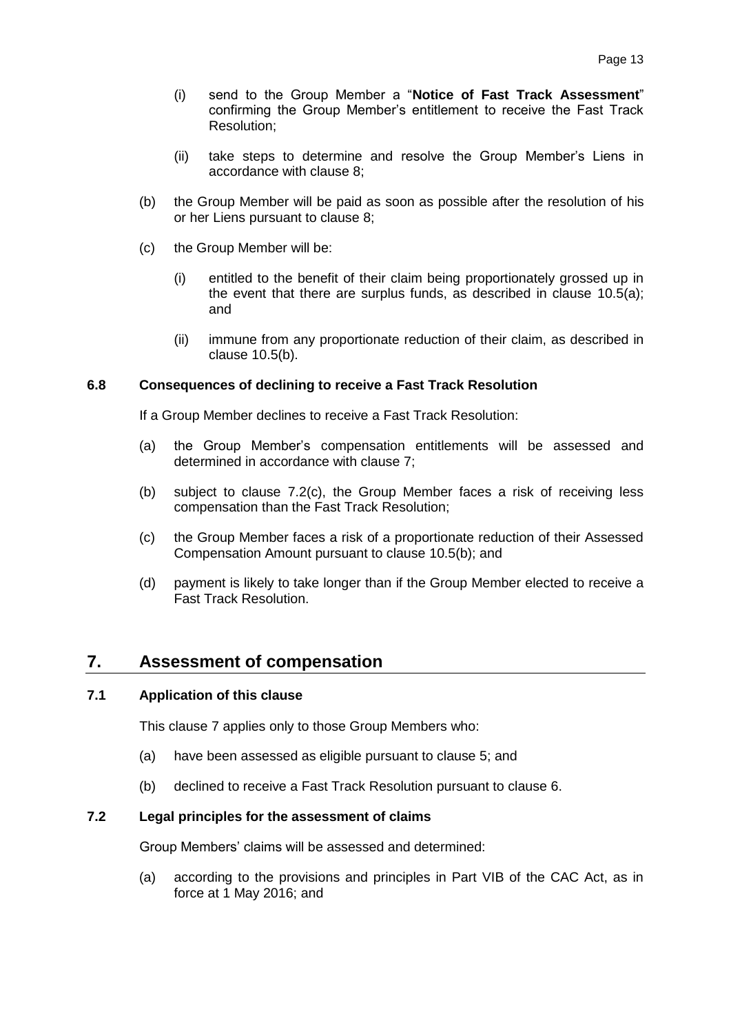(i) send to the Group Member a "**Notice of Fast Track Assessment**" confirming the Group Member's entitlement to receive the Fast Track Resolution;

(ii) take steps to determine and resolve the Group Member's Liens in accordance with clause 8;

(b) the Group Member will be paid as soon as possible after the resolution of his or her Liens pursuant to clause 8;

(c) the Group Member will be:

(i) entitled to the benefit of their claim being proportionately grossed up in the event that there are surplus funds, as described in clause 10.5(a); and

(ii) immune from any proportionate reduction of their claim, as described in clause 10.5(b).

### 6.8 Consequences of declining to receive a Fast Track Resolution

If a Group Member declines to receive a Fast Track Resolution:

(a) the Group Member's compensation entitlements will be assessed and determined in accordance with clause 7;

(b) subject to clause 7.2(c), the Group Member faces a risk of receiving less compensation than the Fast Track Resolution;

(c) the Group Member faces a risk of a proportionate reduction of their Assessed Compensation Amount pursuant to clause 10.5(b); and

(d) payment is likely to take longer than if the Group Member elected to receive a Fast Track Resolution.

## 7. Assessment of compensation

### 7.1 Application of this clause

This clause 7 applies only to those Group Members who:

(a) have been assessed as eligible pursuant to clause 5; and

(b) declined to receive a Fast Track Resolution pursuant to clause 6.

### 7.2 Legal principles for the assessment of claims

Group Members' claims will be assessed and determined:

(a) according to the provisions and principles in Part VIB of the CAC Act, as in force at 1 May 2016; and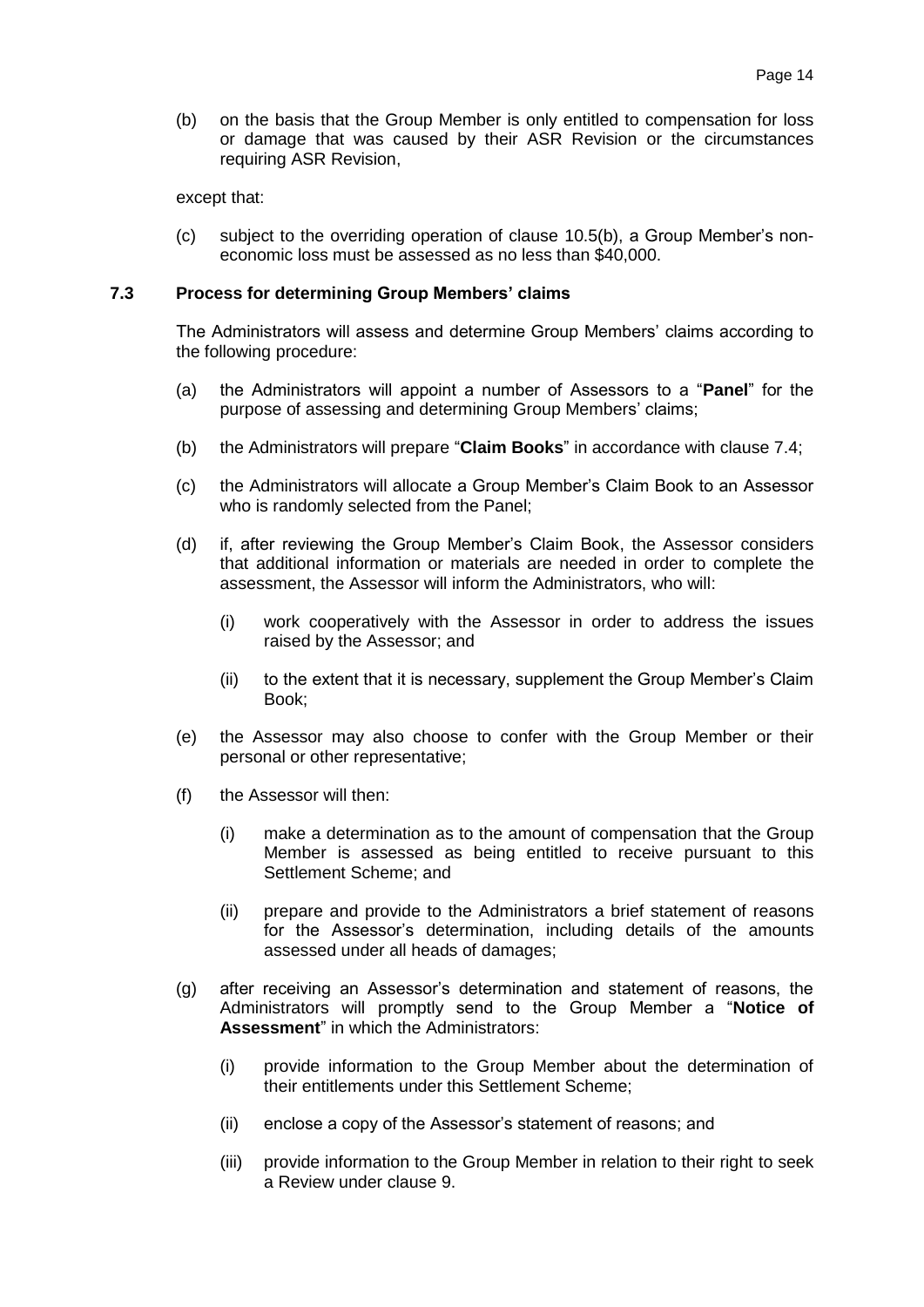(b) on the basis that the Group Member is only entitled to compensation for loss or damage that was caused by their ASR Revision or the circumstances requiring ASR Revision,

except that:

(c) subject to the overriding operation of clause 10.5(b), a Group Member's non-economic loss must be assessed as no less than \$40,000.

### 7.3 Process for determining Group Members' claims

The Administrators will assess and determine Group Members' claims according to the following procedure:

(a) the Administrators will appoint a number of Assessors to a "**Panel**" for the purpose of assessing and determining Group Members' claims;

(b) the Administrators will prepare "**Claim Books**" in accordance with clause 7.4;

(c) the Administrators will allocate a Group Member's Claim Book to an Assessor who is randomly selected from the Panel;

(d) if, after reviewing the Group Member's Claim Book, the Assessor considers that additional information or materials are needed in order to complete the assessment, the Assessor will inform the Administrators, who will:

 (i) work cooperatively with the Assessor in order to address the issues raised by the Assessor; and

 (ii) to the extent that it is necessary, supplement the Group Member's Claim Book;

(e) the Assessor may also choose to confer with the Group Member or their personal or other representative;

(f) the Assessor will then:

 (i) make a determination as to the amount of compensation that the Group Member is assessed as being entitled to receive pursuant to this Settlement Scheme; and

 (ii) prepare and provide to the Administrators a brief statement of reasons for the Assessor's determination, including details of the amounts assessed under all heads of damages;

(g) after receiving an Assessor's determination and statement of reasons, the Administrators will promptly send to the Group Member a "**Notice of Assessment**" in which the Administrators:

 (i) provide information to the Group Member about the determination of their entitlements under this Settlement Scheme;

 (ii) enclose a copy of the Assessor's statement of reasons; and

 (iii) provide information to the Group Member in relation to their right to seek a Review under clause 9.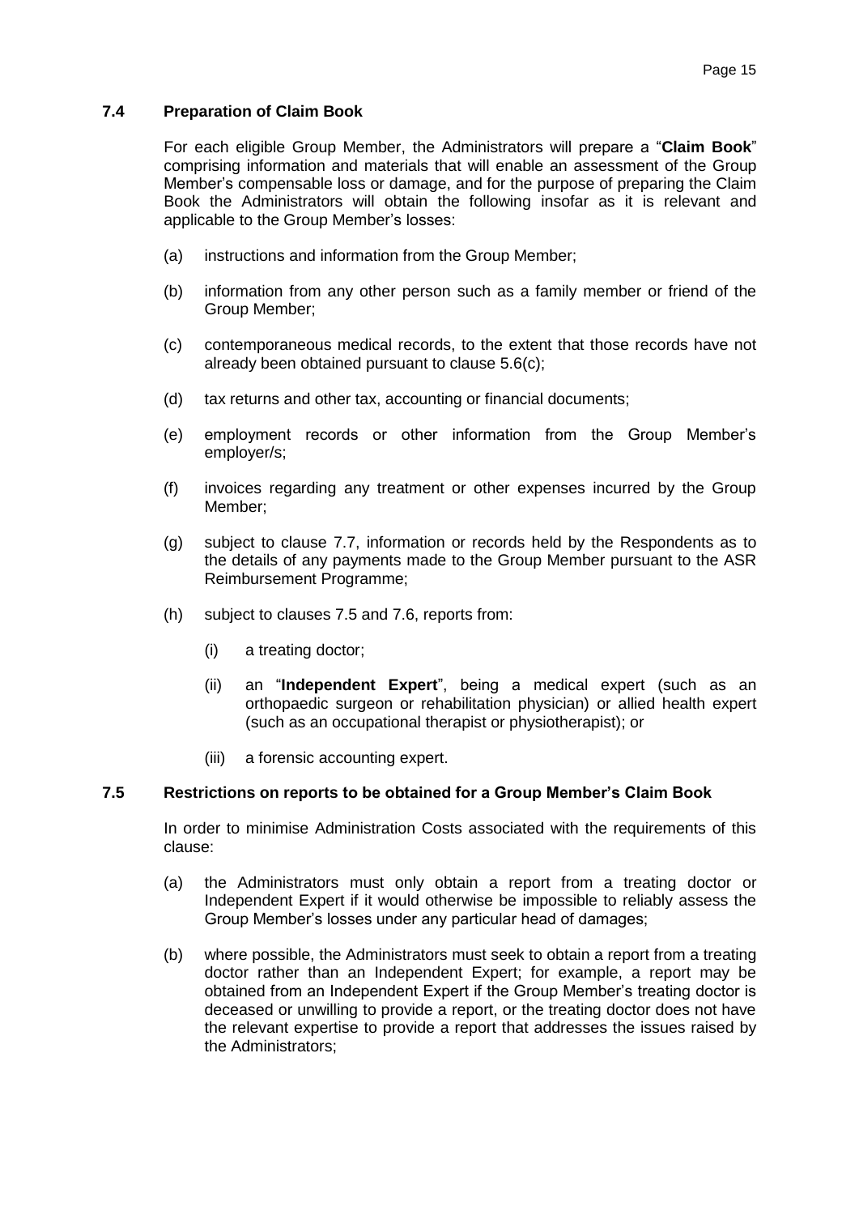### 7.4 Preparation of Claim Book

For each eligible Group Member, the Administrators will prepare a "**Claim Book**" comprising information and materials that will enable an assessment of the Group Member's compensable loss or damage, and for the purpose of preparing the Claim Book the Administrators will obtain the following insofar as it is relevant and applicable to the Group Member's losses:

(a) instructions and information from the Group Member;

(b) information from any other person such as a family member or friend of the Group Member;

(c) contemporaneous medical records, to the extent that those records have not already been obtained pursuant to clause 5.6(c);

(d) tax returns and other tax, accounting or financial documents;

(e) employment records or other information from the Group Member's employer/s;

(f) invoices regarding any treatment or other expenses incurred by the Group Member;

(g) subject to clause 7.7, information or records held by the Respondents as to the details of any payments made to the Group Member pursuant to the ASR Reimbursement Programme;

(h) subject to clauses 7.5 and 7.6, reports from:

  (i) a treating doctor;

  (ii) an "**Independent Expert**", being a medical expert (such as an orthopaedic surgeon or rehabilitation physician) or allied health expert (such as an occupational therapist or physiotherapist); or

  (iii) a forensic accounting expert.

### 7.5 Restrictions on reports to be obtained for a Group Member's Claim Book

In order to minimise Administration Costs associated with the requirements of this clause:

(a) the Administrators must only obtain a report from a treating doctor or Independent Expert if it would otherwise be impossible to reliably assess the Group Member's losses under any particular head of damages;

(b) where possible, the Administrators must seek to obtain a report from a treating doctor rather than an Independent Expert; for example, a report may be obtained from an Independent Expert if the Group Member's treating doctor is deceased or unwilling to provide a report, or the treating doctor does not have the relevant expertise to provide a report that addresses the issues raised by the Administrators;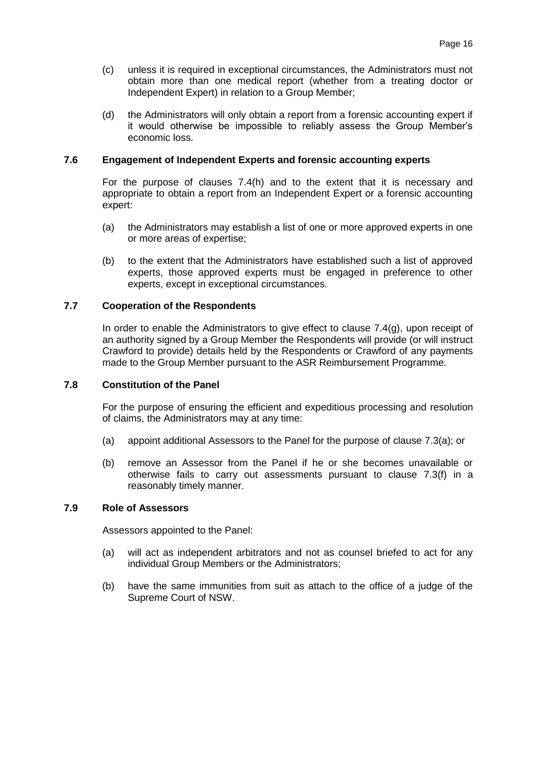(c) unless it is required in exceptional circumstances, the Administrators must not obtain more than one medical report (whether from a treating doctor or Independent Expert) in relation to a Group Member;

(d) the Administrators will only obtain a report from a forensic accounting expert if it would otherwise be impossible to reliably assess the Group Member's economic loss.

### 7.6 Engagement of Independent Experts and forensic accounting experts

For the purpose of clauses 7.4(h) and to the extent that it is necessary and appropriate to obtain a report from an Independent Expert or a forensic accounting expert:

(a) the Administrators may establish a list of one or more approved experts in one or more areas of expertise;

(b) to the extent that the Administrators have established such a list of approved experts, those approved experts must be engaged in preference to other experts, except in exceptional circumstances.

### 7.7 Cooperation of the Respondents

In order to enable the Administrators to give effect to clause 7.4(g), upon receipt of an authority signed by a Group Member the Respondents will provide (or will instruct Crawford to provide) details held by the Respondents or Crawford of any payments made to the Group Member pursuant to the ASR Reimbursement Programme.

### 7.8 Constitution of the Panel

For the purpose of ensuring the efficient and expeditious processing and resolution of claims, the Administrators may at any time:

(a) appoint additional Assessors to the Panel for the purpose of clause 7.3(a); or

(b) remove an Assessor from the Panel if he or she becomes unavailable or otherwise fails to carry out assessments pursuant to clause 7.3(f) in a reasonably timely manner.

### 7.9 Role of Assessors

Assessors appointed to the Panel:

(a) will act as independent arbitrators and not as counsel briefed to act for any individual Group Members or the Administrators;

(b) have the same immunities from suit as attach to the office of a judge of the Supreme Court of NSW.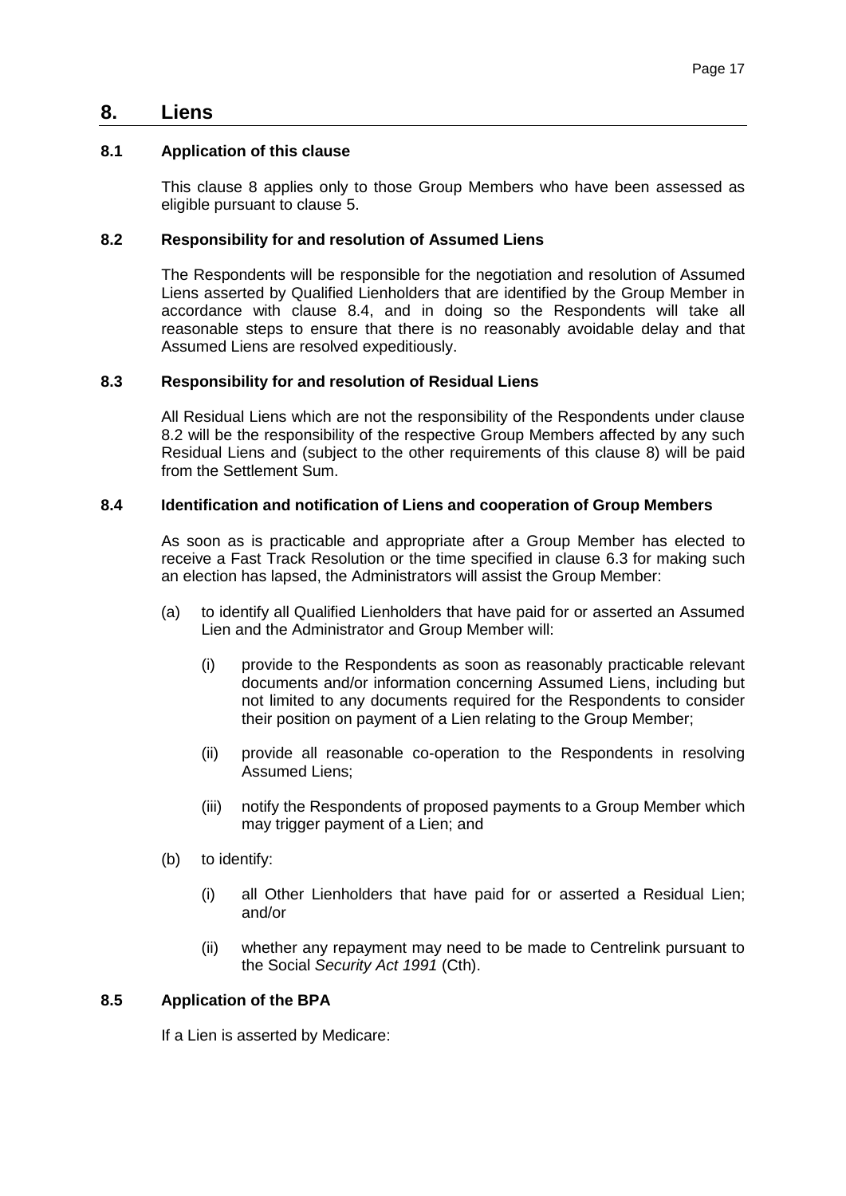# 8. Liens

## 8.1 Application of this clause

This clause 8 applies only to those Group Members who have been assessed as eligible pursuant to clause 5.

## 8.2 Responsibility for and resolution of Assumed Liens

The Respondents will be responsible for the negotiation and resolution of Assumed Liens asserted by Qualified Lienholders that are identified by the Group Member in accordance with clause 8.4, and in doing so the Respondents will take all reasonable steps to ensure that there is no reasonably avoidable delay and that Assumed Liens are resolved expeditiously.

## 8.3 Responsibility for and resolution of Residual Liens

All Residual Liens which are not the responsibility of the Respondents under clause 8.2 will be the responsibility of the respective Group Members affected by any such Residual Liens and (subject to the other requirements of this clause 8) will be paid from the Settlement Sum.

## 8.4 Identification and notification of Liens and cooperation of Group Members

As soon as is practicable and appropriate after a Group Member has elected to receive a Fast Track Resolution or the time specified in clause 6.3 for making such an election has lapsed, the Administrators will assist the Group Member:

(a) to identify all Qualified Lienholders that have paid for or asserted an Assumed Lien and the Administrator and Group Member will:

   (i) provide to the Respondents as soon as reasonably practicable relevant documents and/or information concerning Assumed Liens, including but not limited to any documents required for the Respondents to consider their position on payment of a Lien relating to the Group Member;

   (ii) provide all reasonable co-operation to the Respondents in resolving Assumed Liens;

   (iii) notify the Respondents of proposed payments to a Group Member which may trigger payment of a Lien; and

(b) to identify:

   (i) all Other Lienholders that have paid for or asserted a Residual Lien; and/or

   (ii) whether any repayment may need to be made to Centrelink pursuant to the Social *Security Act 1991* (Cth).

## 8.5 Application of the BPA

If a Lien is asserted by Medicare: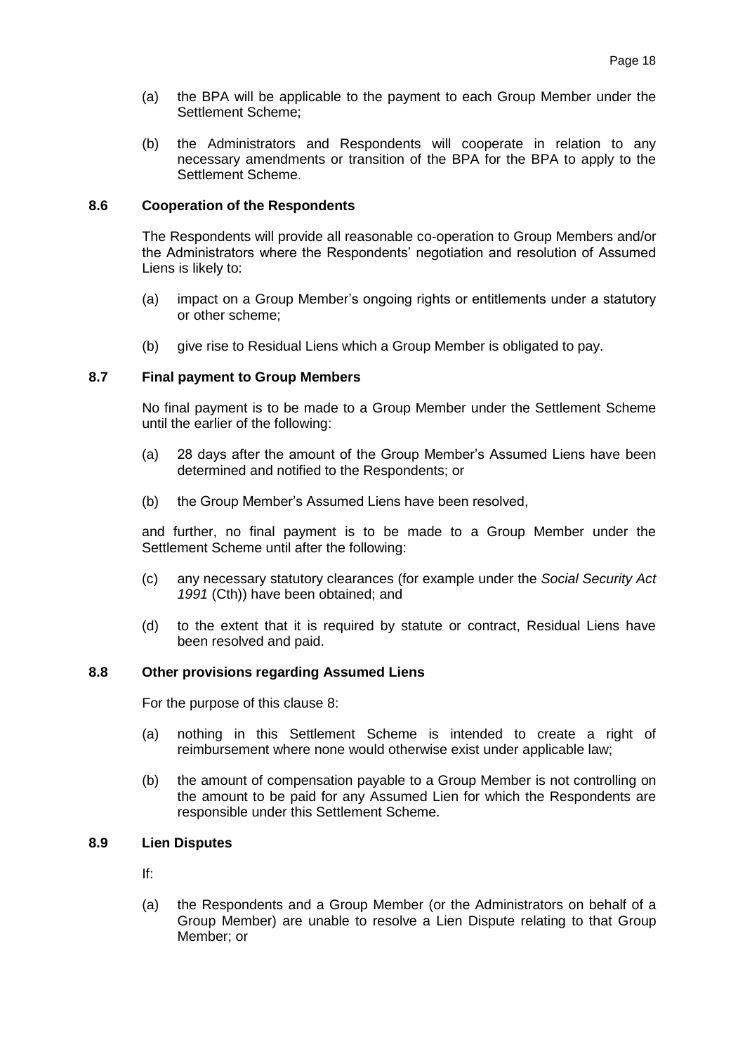(a) the BPA will be applicable to the payment to each Group Member under the Settlement Scheme;

(b) the Administrators and Respondents will cooperate in relation to any necessary amendments or transition of the BPA for the BPA to apply to the Settlement Scheme.

### 8.6 Cooperation of the Respondents

The Respondents will provide all reasonable co-operation to Group Members and/or the Administrators where the Respondents' negotiation and resolution of Assumed Liens is likely to:

(a) impact on a Group Member's ongoing rights or entitlements under a statutory or other scheme;

(b) give rise to Residual Liens which a Group Member is obligated to pay.

### 8.7 Final payment to Group Members

No final payment is to be made to a Group Member under the Settlement Scheme until the earlier of the following:

(a) 28 days after the amount of the Group Member's Assumed Liens have been determined and notified to the Respondents; or

(b) the Group Member's Assumed Liens have been resolved,

and further, no final payment is to be made to a Group Member under the Settlement Scheme until after the following:

(c) any necessary statutory clearances (for example under the *Social Security Act 1991* (Cth)) have been obtained; and

(d) to the extent that it is required by statute or contract, Residual Liens have been resolved and paid.

### 8.8 Other provisions regarding Assumed Liens

For the purpose of this clause 8:

(a) nothing in this Settlement Scheme is intended to create a right of reimbursement where none would otherwise exist under applicable law;

(b) the amount of compensation payable to a Group Member is not controlling on the amount to be paid for any Assumed Lien for which the Respondents are responsible under this Settlement Scheme.

### 8.9 Lien Disputes

If:

(a) the Respondents and a Group Member (or the Administrators on behalf of a Group Member) are unable to resolve a Lien Dispute relating to that Group Member; or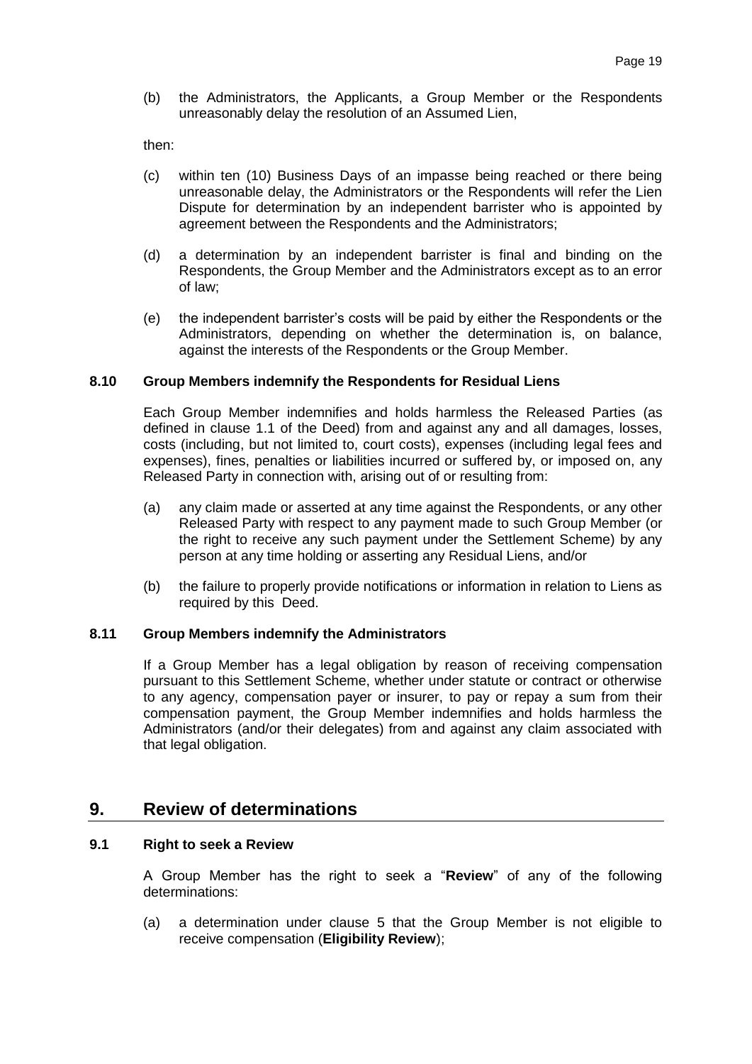(b) the Administrators, the Applicants, a Group Member or the Respondents unreasonably delay the resolution of an Assumed Lien,

then:

(c) within ten (10) Business Days of an impasse being reached or there being unreasonable delay, the Administrators or the Respondents will refer the Lien Dispute for determination by an independent barrister who is appointed by agreement between the Respondents and the Administrators;

(d) a determination by an independent barrister is final and binding on the Respondents, the Group Member and the Administrators except as to an error of law;

(e) the independent barrister's costs will be paid by either the Respondents or the Administrators, depending on whether the determination is, on balance, against the interests of the Respondents or the Group Member.

### 8.10 Group Members indemnify the Respondents for Residual Liens

Each Group Member indemnifies and holds harmless the Released Parties (as defined in clause 1.1 of the Deed) from and against any and all damages, losses, costs (including, but not limited to, court costs), expenses (including legal fees and expenses), fines, penalties or liabilities incurred or suffered by, or imposed on, any Released Party in connection with, arising out of or resulting from:

(a) any claim made or asserted at any time against the Respondents, or any other Released Party with respect to any payment made to such Group Member (or the right to receive any such payment under the Settlement Scheme) by any person at any time holding or asserting any Residual Liens, and/or

(b) the failure to properly provide notifications or information in relation to Liens as required by this Deed.

### 8.11 Group Members indemnify the Administrators

If a Group Member has a legal obligation by reason of receiving compensation pursuant to this Settlement Scheme, whether under statute or contract or otherwise to any agency, compensation payer or insurer, to pay or repay a sum from their compensation payment, the Group Member indemnifies and holds harmless the Administrators (and/or their delegates) from and against any claim associated with that legal obligation.

## 9. Review of determinations

### 9.1 Right to seek a Review

A Group Member has the right to seek a "**Review**" of any of the following determinations:

(a) a determination under clause 5 that the Group Member is not eligible to receive compensation (**Eligibility Review**);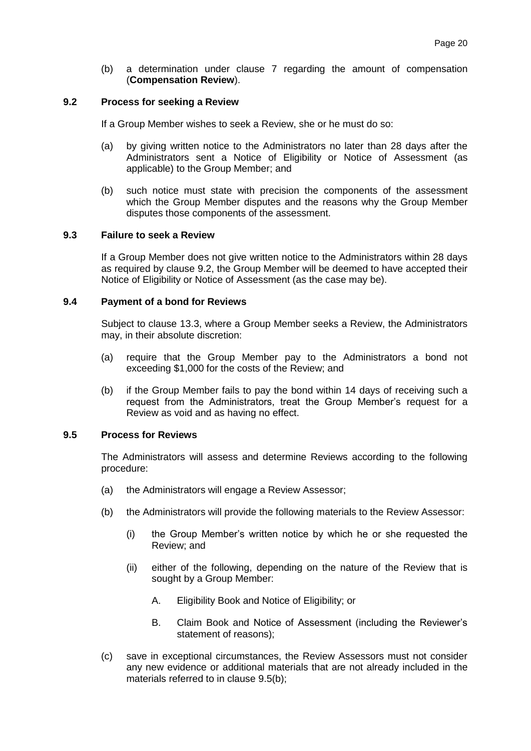(b) a determination under clause 7 regarding the amount of compensation (**Compensation Review**).

### 9.2 Process for seeking a Review

If a Group Member wishes to seek a Review, she or he must do so:

(a) by giving written notice to the Administrators no later than 28 days after the Administrators sent a Notice of Eligibility or Notice of Assessment (as applicable) to the Group Member; and

(b) such notice must state with precision the components of the assessment which the Group Member disputes and the reasons why the Group Member disputes those components of the assessment.

### 9.3 Failure to seek a Review

If a Group Member does not give written notice to the Administrators within 28 days as required by clause 9.2, the Group Member will be deemed to have accepted their Notice of Eligibility or Notice of Assessment (as the case may be).

### 9.4 Payment of a bond for Reviews

Subject to clause 13.3, where a Group Member seeks a Review, the Administrators may, in their absolute discretion:

(a) require that the Group Member pay to the Administrators a bond not exceeding $1,000 for the costs of the Review; and

(b) if the Group Member fails to pay the bond within 14 days of receiving such a request from the Administrators, treat the Group Member's request for a Review as void and as having no effect.

### 9.5 Process for Reviews

The Administrators will assess and determine Reviews according to the following procedure:

(a) the Administrators will engage a Review Assessor;

(b) the Administrators will provide the following materials to the Review Assessor:

   (i) the Group Member's written notice by which he or she requested the Review; and

   (ii) either of the following, depending on the nature of the Review that is sought by a Group Member:

      A. Eligibility Book and Notice of Eligibility; or

      B. Claim Book and Notice of Assessment (including the Reviewer's statement of reasons);

(c) save in exceptional circumstances, the Review Assessors must not consider any new evidence or additional materials that are not already included in the materials referred to in clause 9.5(b);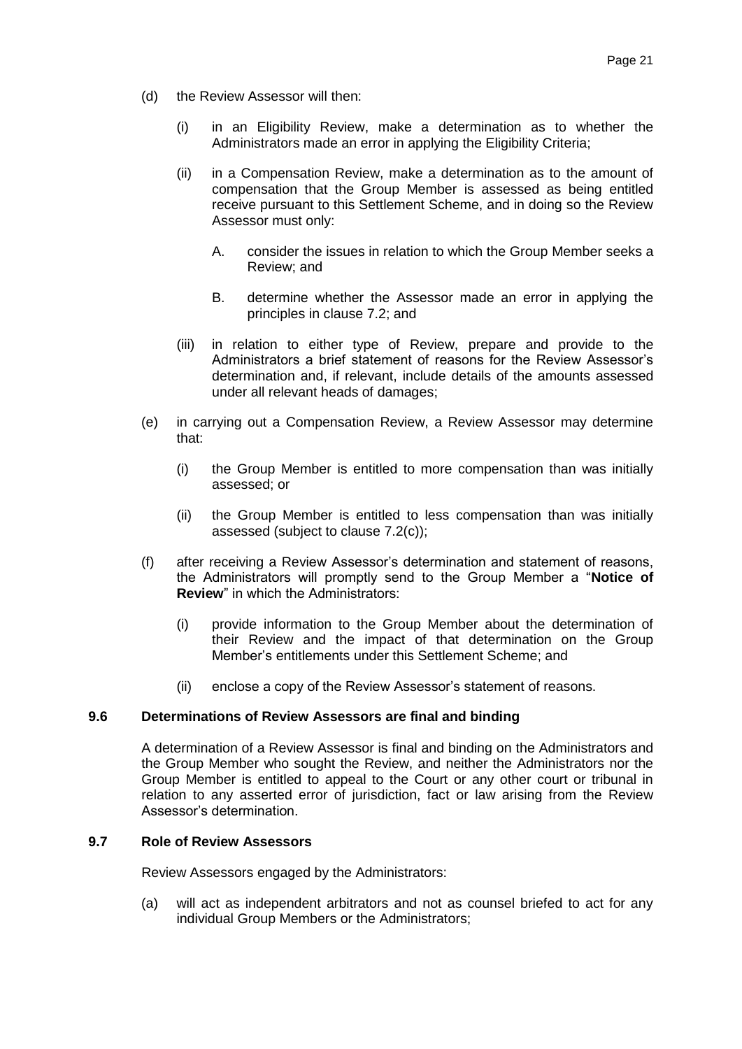(d) the Review Assessor will then:

   (i) in an Eligibility Review, make a determination as to whether the Administrators made an error in applying the Eligibility Criteria;

   (ii) in a Compensation Review, make a determination as to the amount of compensation that the Group Member is assessed as being entitled receive pursuant to this Settlement Scheme, and in doing so the Review Assessor must only:

      A. consider the issues in relation to which the Group Member seeks a Review; and

      B. determine whether the Assessor made an error in applying the principles in clause 7.2; and

   (iii) in relation to either type of Review, prepare and provide to the Administrators a brief statement of reasons for the Review Assessor's determination and, if relevant, include details of the amounts assessed under all relevant heads of damages;

(e) in carrying out a Compensation Review, a Review Assessor may determine that:

   (i) the Group Member is entitled to more compensation than was initially assessed; or

   (ii) the Group Member is entitled to less compensation than was initially assessed (subject to clause 7.2(c));

(f) after receiving a Review Assessor's determination and statement of reasons, the Administrators will promptly send to the Group Member a "**Notice of Review**" in which the Administrators:

   (i) provide information to the Group Member about the determination of their Review and the impact of that determination on the Group Member's entitlements under this Settlement Scheme; and

   (ii) enclose a copy of the Review Assessor's statement of reasons.

### 9.6 Determinations of Review Assessors are final and binding

A determination of a Review Assessor is final and binding on the Administrators and the Group Member who sought the Review, and neither the Administrators nor the Group Member is entitled to appeal to the Court or any other court or tribunal in relation to any asserted error of jurisdiction, fact or law arising from the Review Assessor's determination.

### 9.7 Role of Review Assessors

Review Assessors engaged by the Administrators:

(a) will act as independent arbitrators and not as counsel briefed to act for any individual Group Members or the Administrators;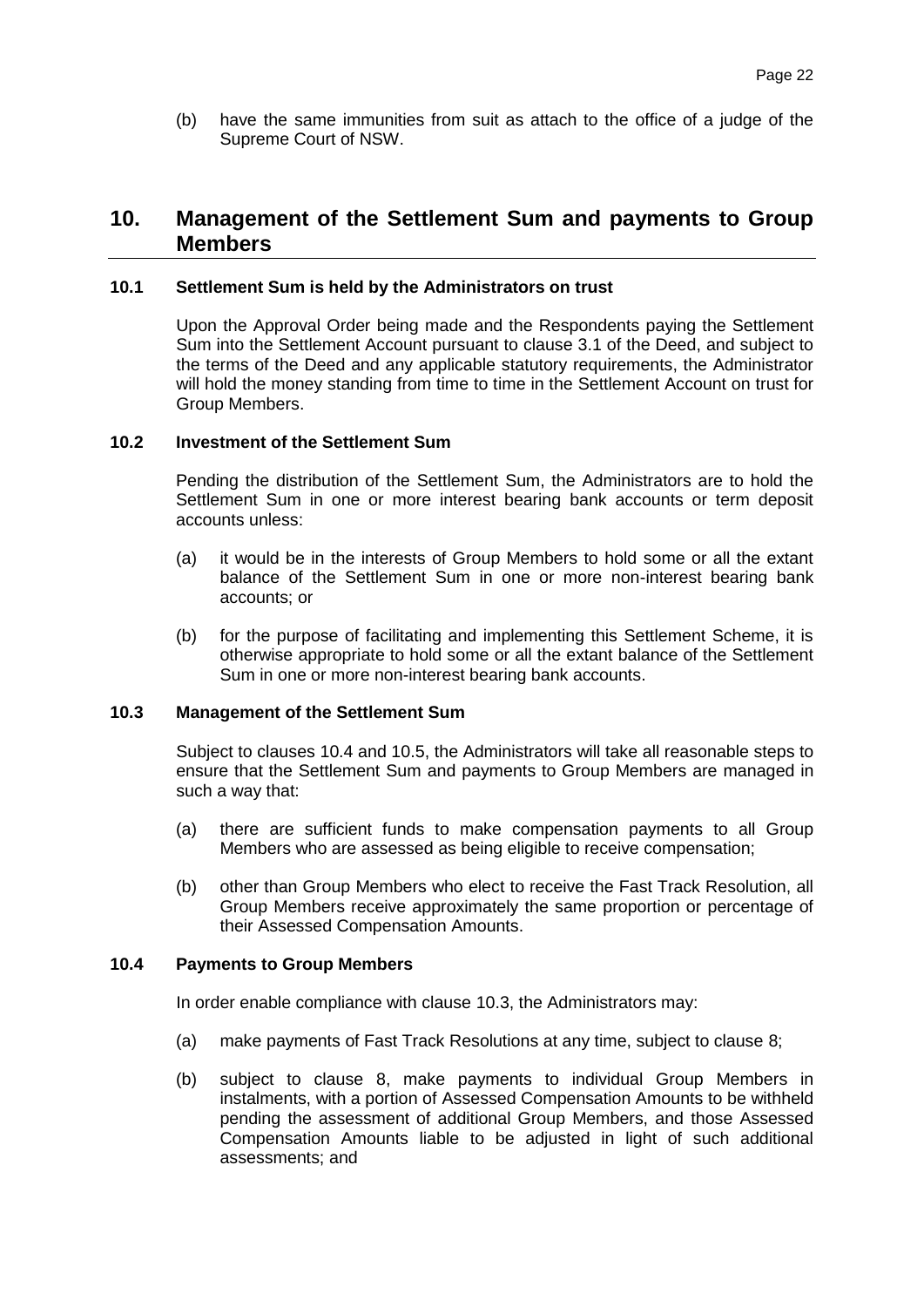(b) have the same immunities from suit as attach to the office of a judge of the Supreme Court of NSW.

## 10. Management of the Settlement Sum and payments to Group Members

### 10.1 Settlement Sum is held by the Administrators on trust

Upon the Approval Order being made and the Respondents paying the Settlement Sum into the Settlement Account pursuant to clause 3.1 of the Deed, and subject to the terms of the Deed and any applicable statutory requirements, the Administrator will hold the money standing from time to time in the Settlement Account on trust for Group Members.

### 10.2 Investment of the Settlement Sum

Pending the distribution of the Settlement Sum, the Administrators are to hold the Settlement Sum in one or more interest bearing bank accounts or term deposit accounts unless:

(a) it would be in the interests of Group Members to hold some or all the extant balance of the Settlement Sum in one or more non-interest bearing bank accounts; or

(b) for the purpose of facilitating and implementing this Settlement Scheme, it is otherwise appropriate to hold some or all the extant balance of the Settlement Sum in one or more non-interest bearing bank accounts.

### 10.3 Management of the Settlement Sum

Subject to clauses 10.4 and 10.5, the Administrators will take all reasonable steps to ensure that the Settlement Sum and payments to Group Members are managed in such a way that:

(a) there are sufficient funds to make compensation payments to all Group Members who are assessed as being eligible to receive compensation;

(b) other than Group Members who elect to receive the Fast Track Resolution, all Group Members receive approximately the same proportion or percentage of their Assessed Compensation Amounts.

### 10.4 Payments to Group Members

In order enable compliance with clause 10.3, the Administrators may:

(a) make payments of Fast Track Resolutions at any time, subject to clause 8;

(b) subject to clause 8, make payments to individual Group Members in instalments, with a portion of Assessed Compensation Amounts to be withheld pending the assessment of additional Group Members, and those Assessed Compensation Amounts liable to be adjusted in light of such additional assessments; and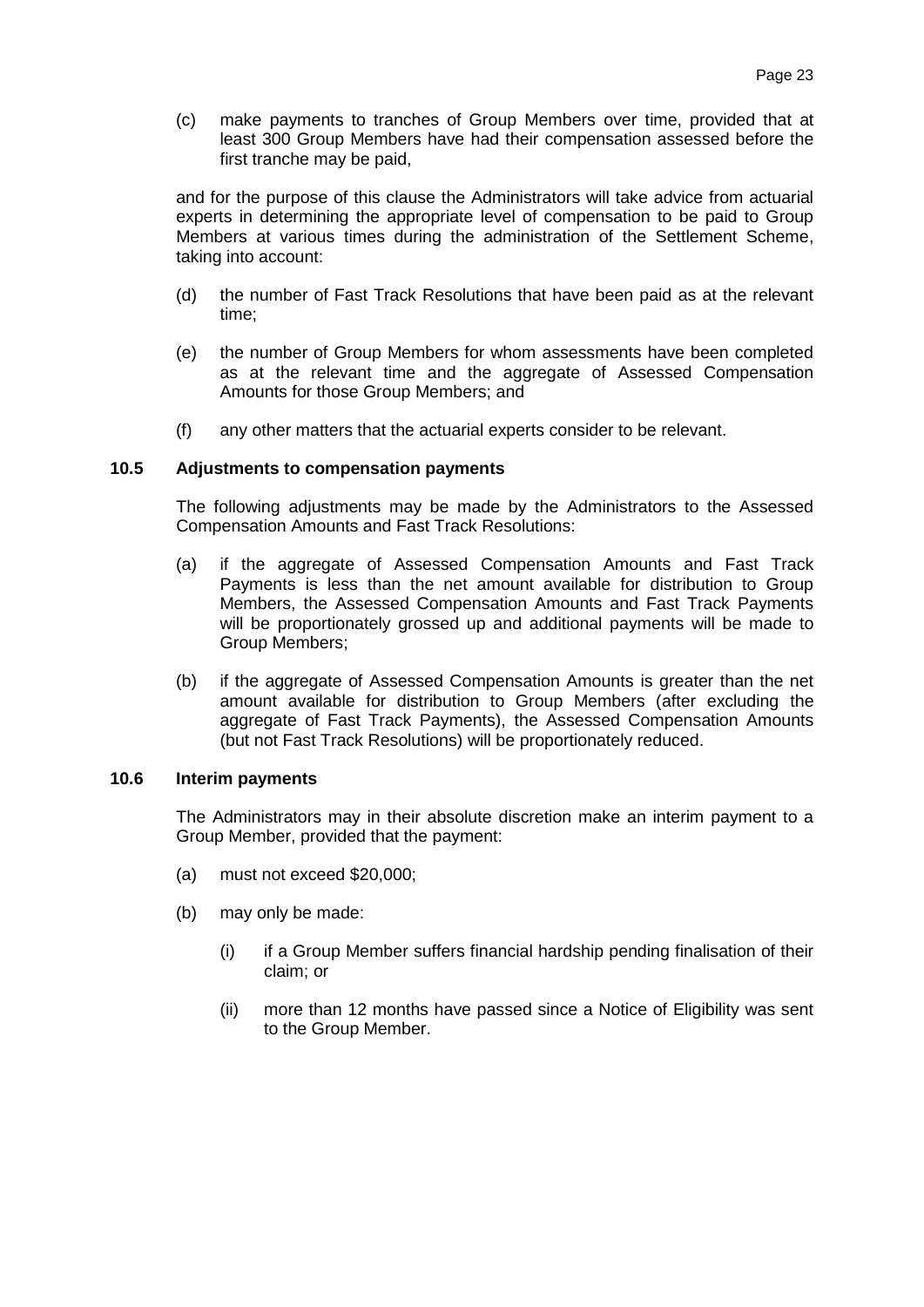(c) make payments to tranches of Group Members over time, provided that at least 300 Group Members have had their compensation assessed before the first tranche may be paid,

and for the purpose of this clause the Administrators will take advice from actuarial experts in determining the appropriate level of compensation to be paid to Group Members at various times during the administration of the Settlement Scheme, taking into account:

(d) the number of Fast Track Resolutions that have been paid as at the relevant time;

(e) the number of Group Members for whom assessments have been completed as at the relevant time and the aggregate of Assessed Compensation Amounts for those Group Members; and

(f) any other matters that the actuarial experts consider to be relevant.

### 10.5 Adjustments to compensation payments

The following adjustments may be made by the Administrators to the Assessed Compensation Amounts and Fast Track Resolutions:

(a) if the aggregate of Assessed Compensation Amounts and Fast Track Payments is less than the net amount available for distribution to Group Members, the Assessed Compensation Amounts and Fast Track Payments will be proportionately grossed up and additional payments will be made to Group Members;

(b) if the aggregate of Assessed Compensation Amounts is greater than the net amount available for distribution to Group Members (after excluding the aggregate of Fast Track Payments), the Assessed Compensation Amounts (but not Fast Track Resolutions) will be proportionately reduced.

### 10.6 Interim payments

The Administrators may in their absolute discretion make an interim payment to a Group Member, provided that the payment:

(a) must not exceed $20,000;

(b) may only be made:

   (i) if a Group Member suffers financial hardship pending finalisation of their claim; or

   (ii) more than 12 months have passed since a Notice of Eligibility was sent to the Group Member.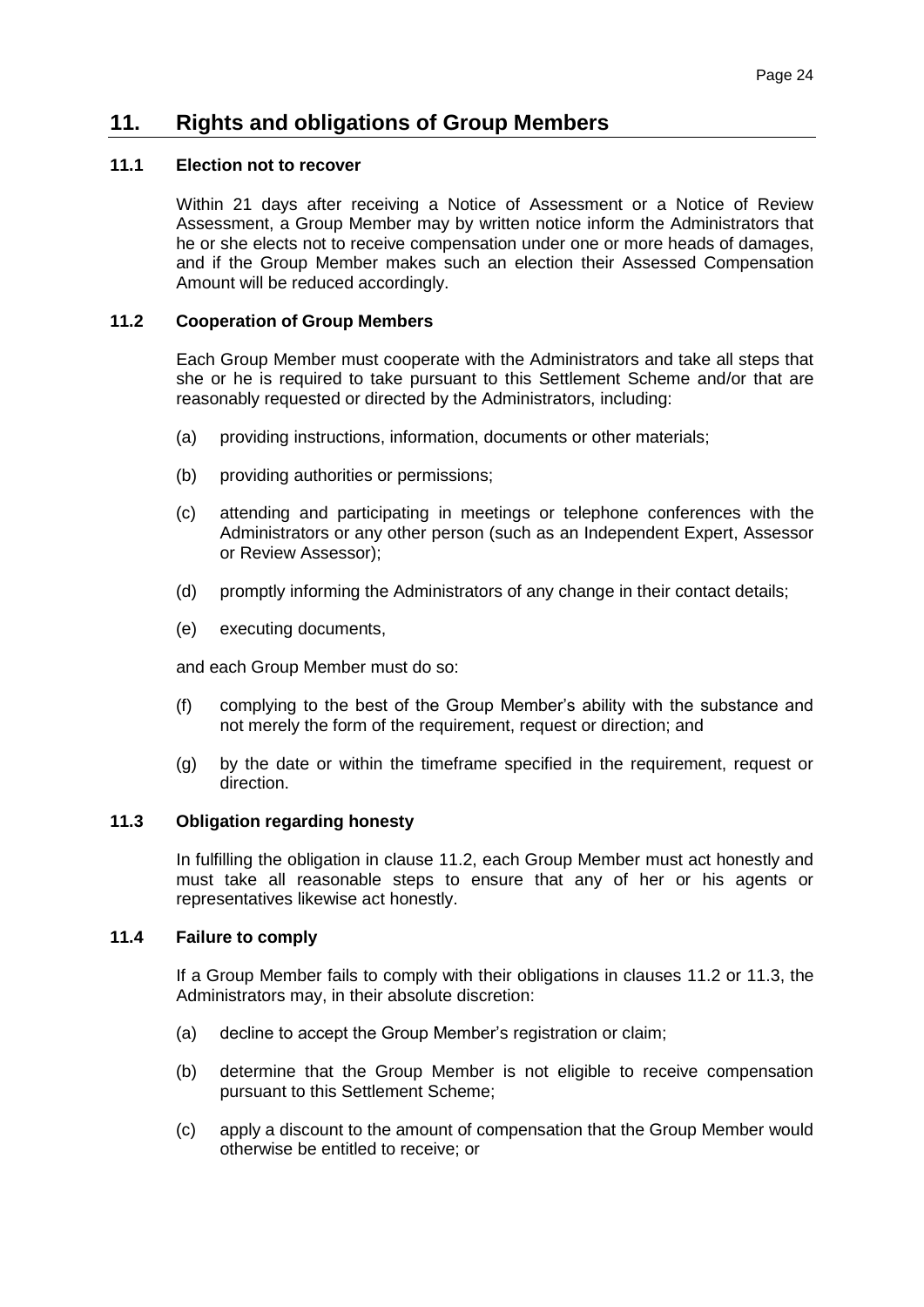## 11. Rights and obligations of Group Members

### 11.1 Election not to recover

Within 21 days after receiving a Notice of Assessment or a Notice of Review Assessment, a Group Member may by written notice inform the Administrators that he or she elects not to receive compensation under one or more heads of damages, and if the Group Member makes such an election their Assessed Compensation Amount will be reduced accordingly.

### 11.2 Cooperation of Group Members

Each Group Member must cooperate with the Administrators and take all steps that she or he is required to take pursuant to this Settlement Scheme and/or that are reasonably requested or directed by the Administrators, including:

(a) providing instructions, information, documents or other materials;

(b) providing authorities or permissions;

(c) attending and participating in meetings or telephone conferences with the Administrators or any other person (such as an Independent Expert, Assessor or Review Assessor);

(d) promptly informing the Administrators of any change in their contact details;

(e) executing documents,

and each Group Member must do so:

(f) complying to the best of the Group Member's ability with the substance and not merely the form of the requirement, request or direction; and

(g) by the date or within the timeframe specified in the requirement, request or direction.

### 11.3 Obligation regarding honesty

In fulfilling the obligation in clause 11.2, each Group Member must act honestly and must take all reasonable steps to ensure that any of her or his agents or representatives likewise act honestly.

### 11.4 Failure to comply

If a Group Member fails to comply with their obligations in clauses 11.2 or 11.3, the Administrators may, in their absolute discretion:

(a) decline to accept the Group Member's registration or claim;

(b) determine that the Group Member is not eligible to receive compensation pursuant to this Settlement Scheme;

(c) apply a discount to the amount of compensation that the Group Member would otherwise be entitled to receive; or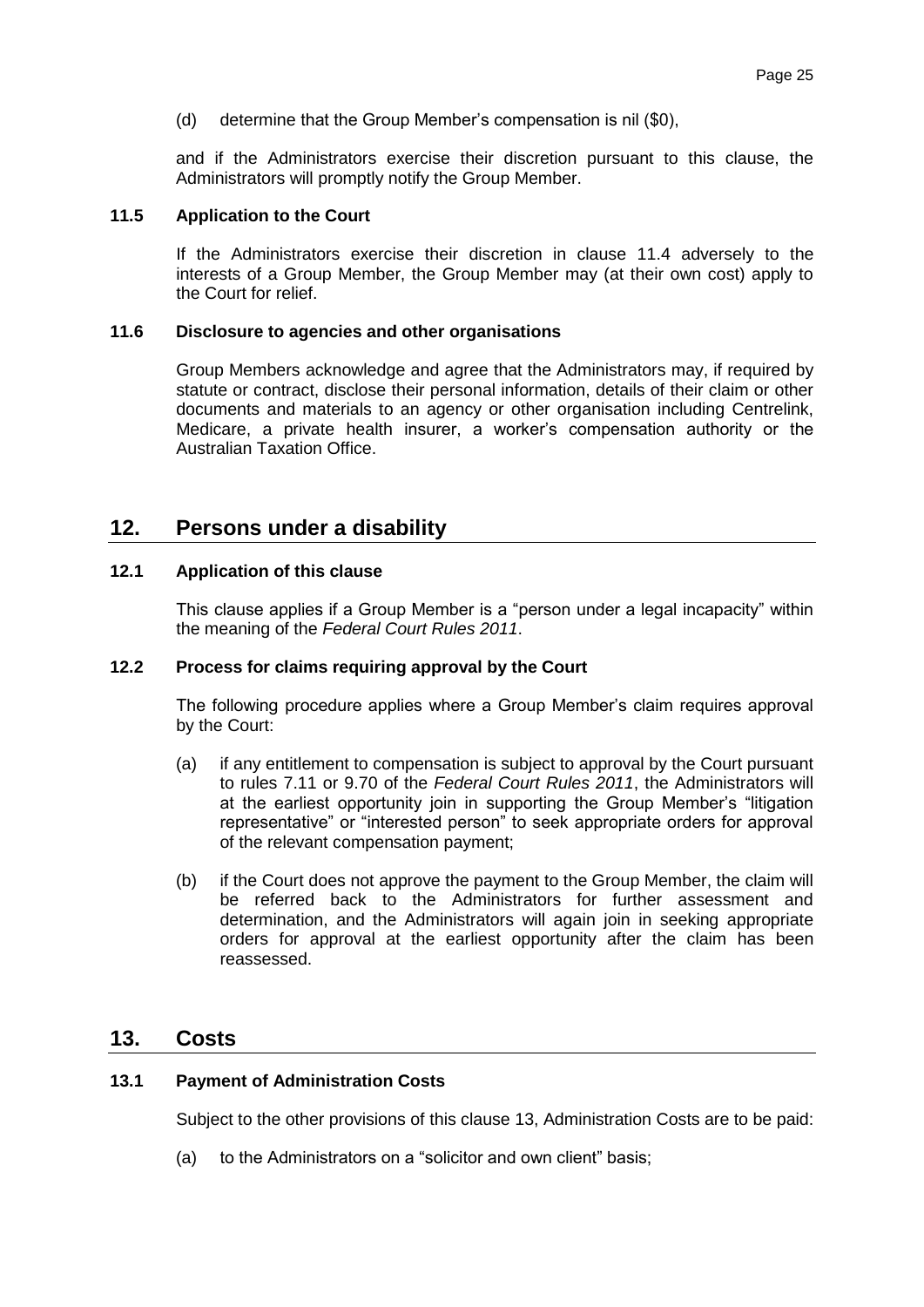(d) determine that the Group Member's compensation is nil ($0),

and if the Administrators exercise their discretion pursuant to this clause, the Administrators will promptly notify the Group Member.

### 11.5 Application to the Court

If the Administrators exercise their discretion in clause 11.4 adversely to the interests of a Group Member, the Group Member may (at their own cost) apply to the Court for relief.

### 11.6 Disclosure to agencies and other organisations

Group Members acknowledge and agree that the Administrators may, if required by statute or contract, disclose their personal information, details of their claim or other documents and materials to an agency or other organisation including Centrelink, Medicare, a private health insurer, a worker's compensation authority or the Australian Taxation Office.

## 12. Persons under a disability

### 12.1 Application of this clause

This clause applies if a Group Member is a "person under a legal incapacity" within the meaning of the *Federal Court Rules 2011*.

### 12.2 Process for claims requiring approval by the Court

The following procedure applies where a Group Member's claim requires approval by the Court:

(a) if any entitlement to compensation is subject to approval by the Court pursuant to rules 7.11 or 9.70 of the *Federal Court Rules 2011*, the Administrators will at the earliest opportunity join in supporting the Group Member's "litigation representative" or "interested person" to seek appropriate orders for approval of the relevant compensation payment;

(b) if the Court does not approve the payment to the Group Member, the claim will be referred back to the Administrators for further assessment and determination, and the Administrators will again join in seeking appropriate orders for approval at the earliest opportunity after the claim has been reassessed.

## 13. Costs

### 13.1 Payment of Administration Costs

Subject to the other provisions of this clause 13, Administration Costs are to be paid:

(a) to the Administrators on a "solicitor and own client" basis;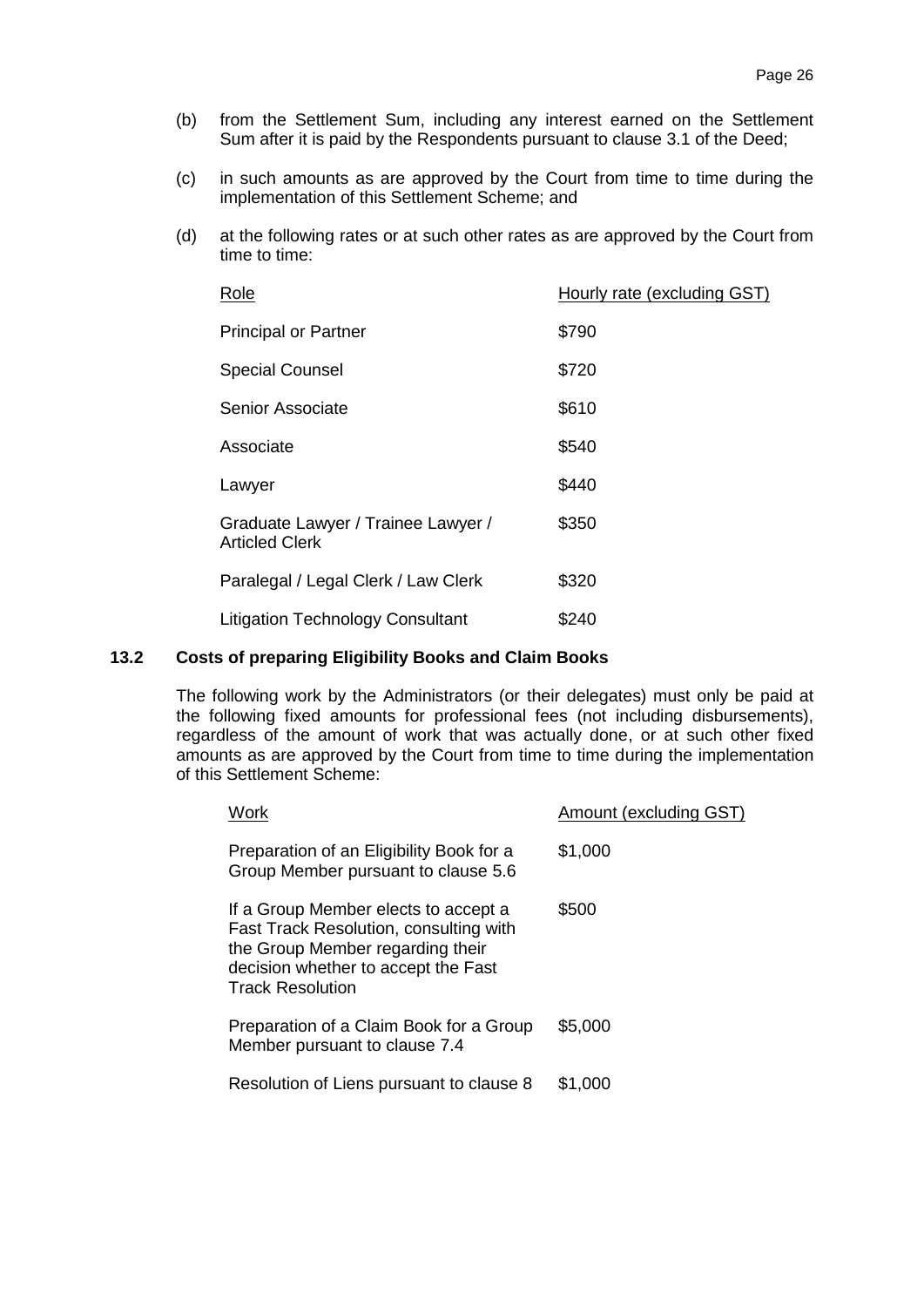(b) from the Settlement Sum, including any interest earned on the Settlement Sum after it is paid by the Respondents pursuant to clause 3.1 of the Deed;

(c) in such amounts as are approved by the Court from time to time during the implementation of this Settlement Scheme; and

(d) at the following rates or at such other rates as are approved by the Court from time to time:

| Role | Hourly rate (excluding GST) |
|---|---|
| Principal or Partner | $790 |
| Special Counsel | $720 |
| Senior Associate | $610 |
| Associate | $540 |
| Lawyer | $440 |
| Graduate Lawyer / Trainee Lawyer / Articled Clerk | $350 |
| Paralegal / Legal Clerk / Law Clerk | $320 |
| Litigation Technology Consultant | $240 |

**13.2 Costs of preparing Eligibility Books and Claim Books**

The following work by the Administrators (or their delegates) must only be paid at the following fixed amounts for professional fees (not including disbursements), regardless of the amount of work that was actually done, or at such other fixed amounts as are approved by the Court from time to time during the implementation of this Settlement Scheme:

| Work | Amount (excluding GST) |
|---|---|
| Preparation of an Eligibility Book for a Group Member pursuant to clause 5.6 | $1,000 |
| If a Group Member elects to accept a Fast Track Resolution, consulting with the Group Member regarding their decision whether to accept the Fast Track Resolution | $500 |
| Preparation of a Claim Book for a Group Member pursuant to clause 7.4 | $5,000 |
| Resolution of Liens pursuant to clause 8 | $1,000 |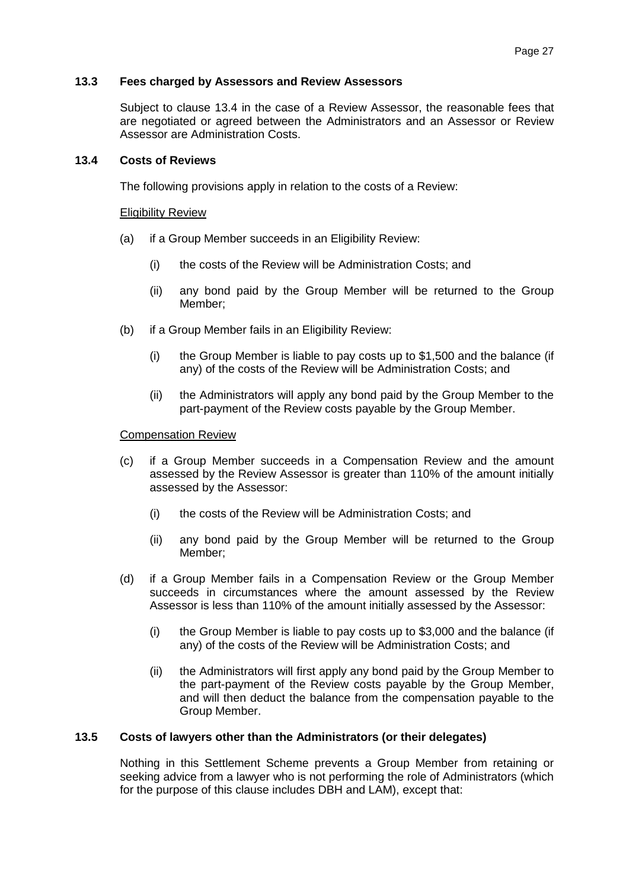### 13.3 Fees charged by Assessors and Review Assessors

Subject to clause 13.4 in the case of a Review Assessor, the reasonable fees that are negotiated or agreed between the Administrators and an Assessor or Review Assessor are Administration Costs.

### 13.4 Costs of Reviews

The following provisions apply in relation to the costs of a Review:

Eligibility Review

(a) if a Group Member succeeds in an Eligibility Review:

   (i) the costs of the Review will be Administration Costs; and

   (ii) any bond paid by the Group Member will be returned to the Group Member;

(b) if a Group Member fails in an Eligibility Review:

   (i) the Group Member is liable to pay costs up to $1,500 and the balance (if any) of the costs of the Review will be Administration Costs; and

   (ii) the Administrators will apply any bond paid by the Group Member to the part-payment of the Review costs payable by the Group Member.

Compensation Review

(c) if a Group Member succeeds in a Compensation Review and the amount assessed by the Review Assessor is greater than 110% of the amount initially assessed by the Assessor:

   (i) the costs of the Review will be Administration Costs; and

   (ii) any bond paid by the Group Member will be returned to the Group Member;

(d) if a Group Member fails in a Compensation Review or the Group Member succeeds in circumstances where the amount assessed by the Review Assessor is less than 110% of the amount initially assessed by the Assessor:

   (i) the Group Member is liable to pay costs up to $3,000 and the balance (if any) of the costs of the Review will be Administration Costs; and

   (ii) the Administrators will first apply any bond paid by the Group Member to the part-payment of the Review costs payable by the Group Member, and will then deduct the balance from the compensation payable to the Group Member.

### 13.5 Costs of lawyers other than the Administrators (or their delegates)

Nothing in this Settlement Scheme prevents a Group Member from retaining or seeking advice from a lawyer who is not performing the role of Administrators (which for the purpose of this clause includes DBH and LAM), except that: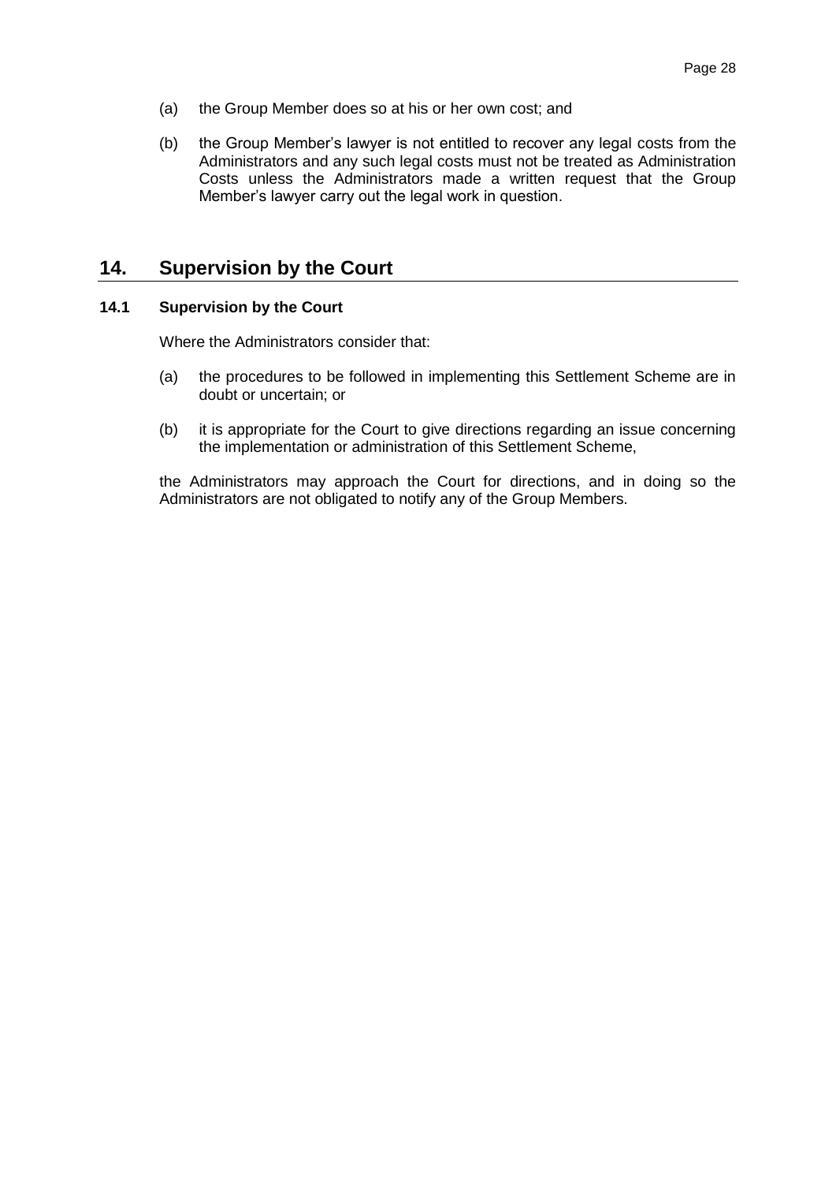(a) the Group Member does so at his or her own cost; and

(b) the Group Member's lawyer is not entitled to recover any legal costs from the Administrators and any such legal costs must not be treated as Administration Costs unless the Administrators made a written request that the Group Member's lawyer carry out the legal work in question.

## 14. Supervision by the Court

### 14.1 Supervision by the Court

Where the Administrators consider that:

(a) the procedures to be followed in implementing this Settlement Scheme are in doubt or uncertain; or

(b) it is appropriate for the Court to give directions regarding an issue concerning the implementation or administration of this Settlement Scheme,

the Administrators may approach the Court for directions, and in doing so the Administrators are not obligated to notify any of the Group Members.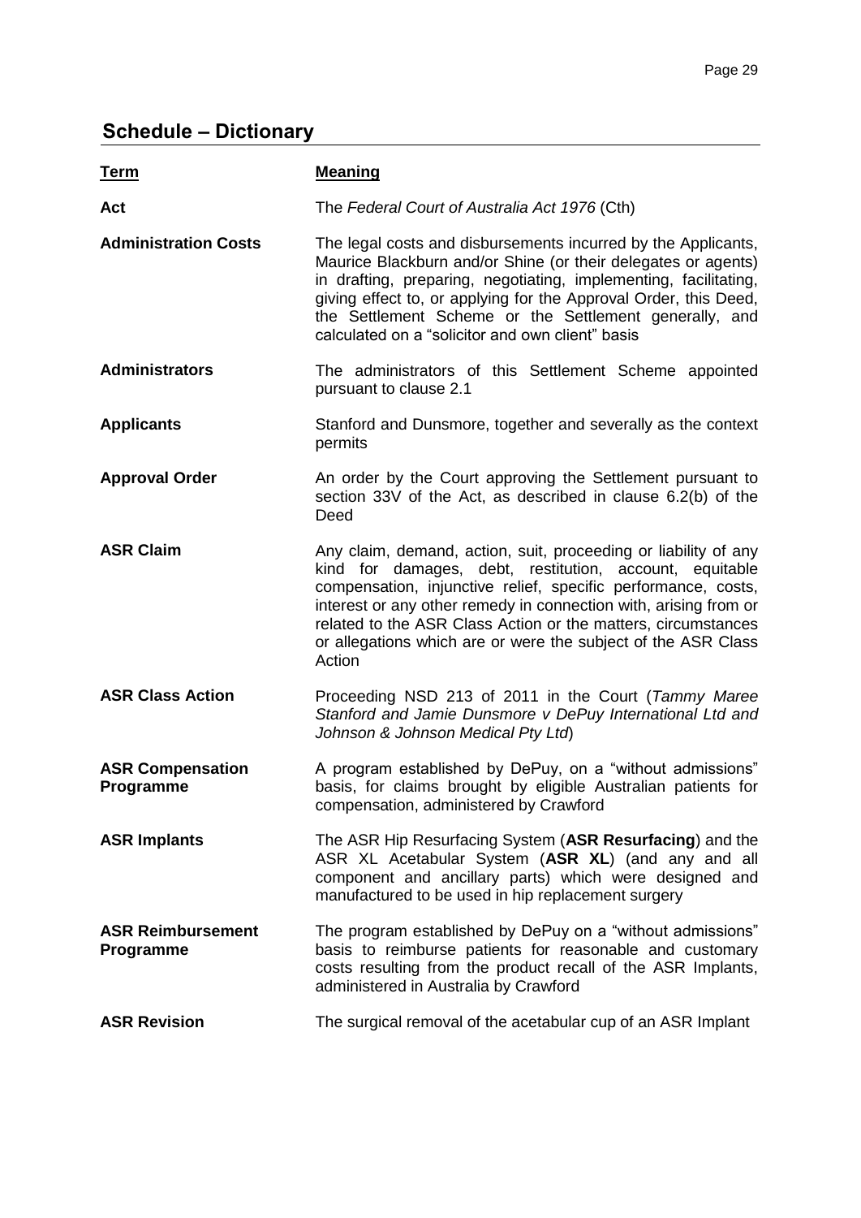## Schedule – Dictionary

| Term | Meaning |
|---|---|
| **Act** | The *Federal Court of Australia Act 1976* (Cth) |
| **Administration Costs** | The legal costs and disbursements incurred by the Applicants, Maurice Blackburn and/or Shine (or their delegates or agents) in drafting, preparing, negotiating, implementing, facilitating, giving effect to, or applying for the Approval Order, this Deed, the Settlement Scheme or the Settlement generally, and calculated on a "solicitor and own client" basis |
| **Administrators** | The administrators of this Settlement Scheme appointed pursuant to clause 2.1 |
| **Applicants** | Stanford and Dunsmore, together and severally as the context permits |
| **Approval Order** | An order by the Court approving the Settlement pursuant to section 33V of the Act, as described in clause 6.2(b) of the Deed |
| **ASR Claim** | Any claim, demand, action, suit, proceeding or liability of any kind for damages, debt, restitution, account, equitable compensation, injunctive relief, specific performance, costs, interest or any other remedy in connection with, arising from or related to the ASR Class Action or the matters, circumstances or allegations which are or were the subject of the ASR Class Action |
| **ASR Class Action** | Proceeding NSD 213 of 2011 in the Court (*Tammy Maree Stanford and Jamie Dunsmore v DePuy International Ltd and Johnson & Johnson Medical Pty Ltd*) |
| **ASR Compensation Programme** | A program established by DePuy, on a "without admissions" basis, for claims brought by eligible Australian patients for compensation, administered by Crawford |
| **ASR Implants** | The ASR Hip Resurfacing System (**ASR Resurfacing**) and the ASR XL Acetabular System (**ASR XL**) (and any and all component and ancillary parts) which were designed and manufactured to be used in hip replacement surgery |
| **ASR Reimbursement Programme** | The program established by DePuy on a "without admissions" basis to reimburse patients for reasonable and customary costs resulting from the product recall of the ASR Implants, administered in Australia by Crawford |
| **ASR Revision** | The surgical removal of the acetabular cup of an ASR Implant |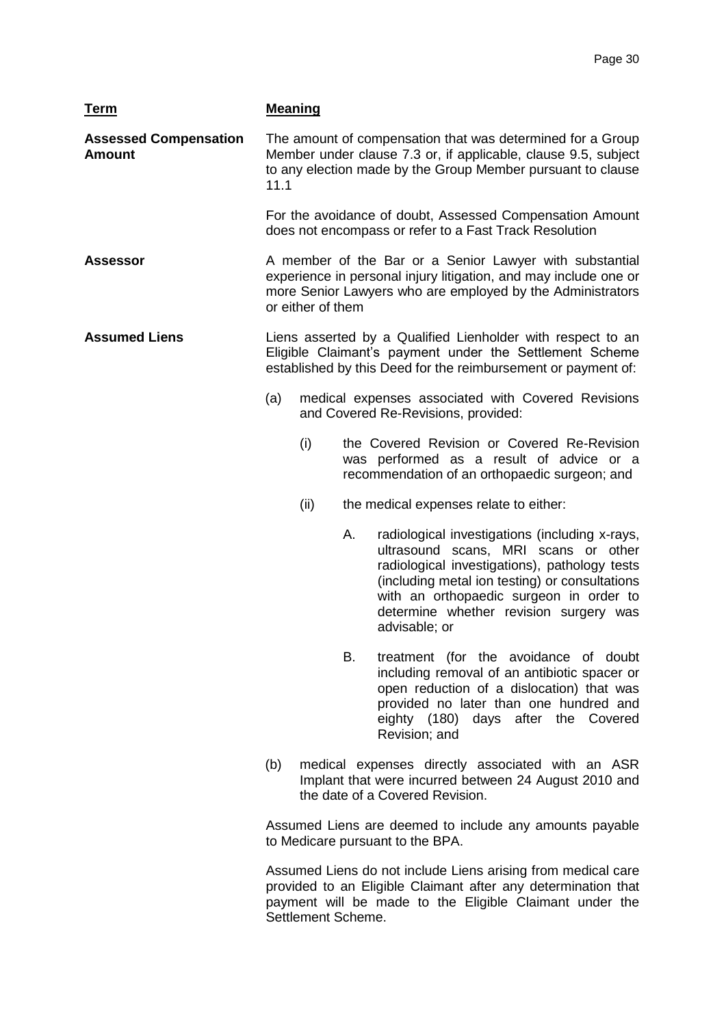| **Term** | **Meaning** |
| --- | --- |
| **Assessed Compensation Amount** | The amount of compensation that was determined for a Group Member under clause 7.3 or, if applicable, clause 9.5, subject to any election made by the Group Member pursuant to clause 11.1<br><br>For the avoidance of doubt, Assessed Compensation Amount does not encompass or refer to a Fast Track Resolution |
| **Assessor** | A member of the Bar or a Senior Lawyer with substantial experience in personal injury litigation, and may include one or more Senior Lawyers who are employed by the Administrators or either of them |
| **Assumed Liens** | Liens asserted by a Qualified Lienholder with respect to an Eligible Claimant's payment under the Settlement Scheme established by this Deed for the reimbursement or payment of:<br><br>(a) medical expenses associated with Covered Revisions and Covered Re-Revisions, provided:<br><br>(i) the Covered Revision or Covered Re-Revision was performed as a result of advice or a recommendation of an orthopaedic surgeon; and<br><br>(ii) the medical expenses relate to either:<br><br>A. radiological investigations (including x-rays, ultrasound scans, MRI scans or other radiological investigations), pathology tests (including metal ion testing) or consultations with an orthopaedic surgeon in order to determine whether revision surgery was advisable; or<br><br>B. treatment (for the avoidance of doubt including removal of an antibiotic spacer or open reduction of a dislocation) that was provided no later than one hundred and eighty (180) days after the Covered Revision; and<br><br>(b) medical expenses directly associated with an ASR Implant that were incurred between 24 August 2010 and the date of a Covered Revision.<br><br>Assumed Liens are deemed to include any amounts payable to Medicare pursuant to the BPA.<br><br>Assumed Liens do not include Liens arising from medical care provided to an Eligible Claimant after any determination that payment will be made to the Eligible Claimant under the Settlement Scheme. |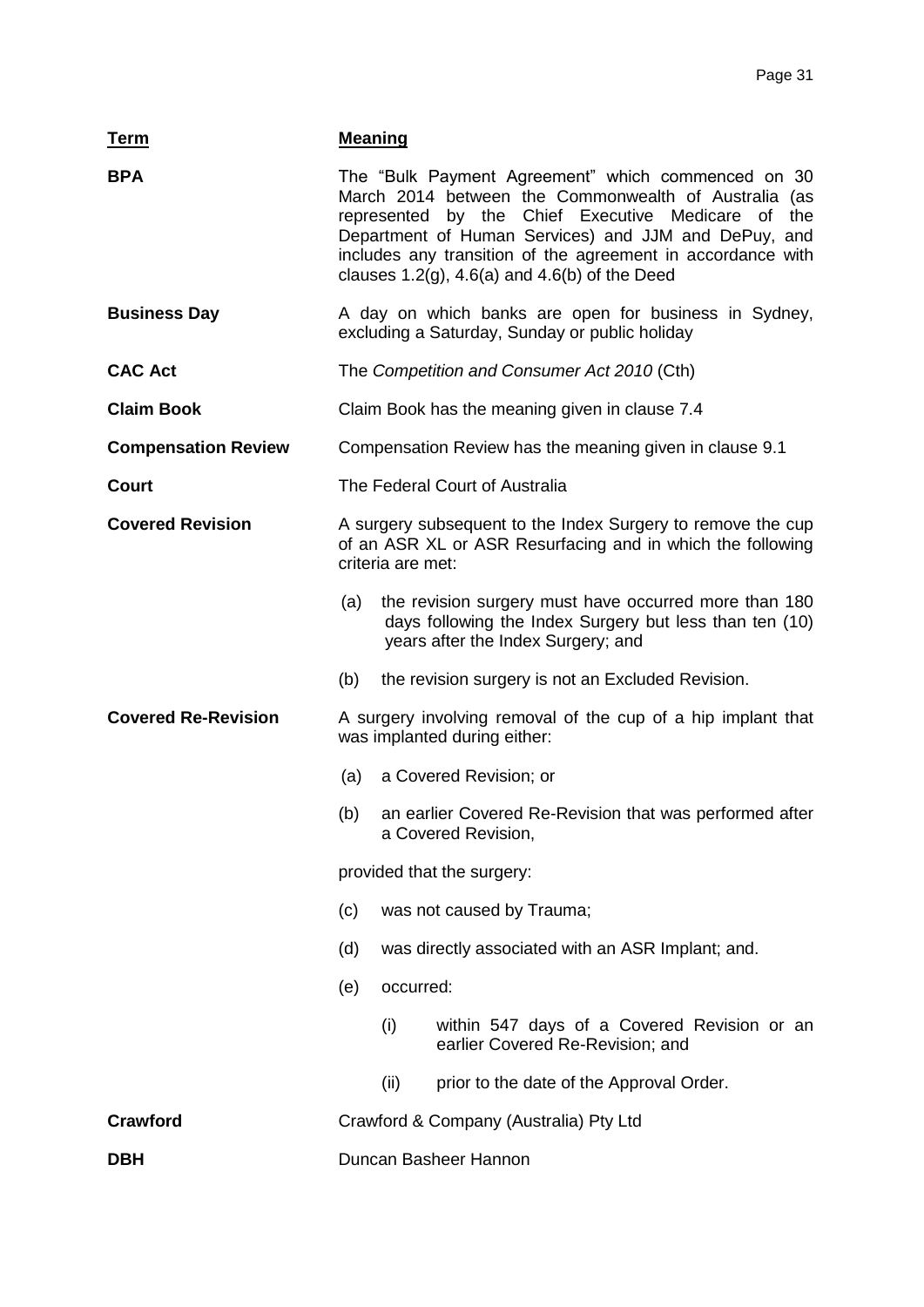| **Term** | **Meaning** |
|---|---|
| **BPA** | The "Bulk Payment Agreement" which commenced on 30 March 2014 between the Commonwealth of Australia (as represented by the Chief Executive Medicare of the Department of Human Services) and JJM and DePuy, and includes any transition of the agreement in accordance with clauses 1.2(g), 4.6(a) and 4.6(b) of the Deed |
| **Business Day** | A day on which banks are open for business in Sydney, excluding a Saturday, Sunday or public holiday |
| **CAC Act** | The *Competition and Consumer Act 2010* (Cth) |
| **Claim Book** | Claim Book has the meaning given in clause 7.4 |
| **Compensation Review** | Compensation Review has the meaning given in clause 9.1 |
| **Court** | The Federal Court of Australia |
| **Covered Revision** | A surgery subsequent to the Index Surgery to remove the cup of an ASR XL or ASR Resurfacing and in which the following criteria are met:<br>(a) the revision surgery must have occurred more than 180 days following the Index Surgery but less than ten (10) years after the Index Surgery; and<br>(b) the revision surgery is not an Excluded Revision. |
| **Covered Re-Revision** | A surgery involving removal of the cup of a hip implant that was implanted during either:<br>(a) a Covered Revision; or<br>(b) an earlier Covered Re-Revision that was performed after a Covered Revision,<br>provided that the surgery:<br>(c) was not caused by Trauma;<br>(d) was directly associated with an ASR Implant; and.<br>(e) occurred:<br>(i) within 547 days of a Covered Revision or an earlier Covered Re-Revision; and<br>(ii) prior to the date of the Approval Order. |
| **Crawford** | Crawford & Company (Australia) Pty Ltd |
| **DBH** | Duncan Basheer Hannon |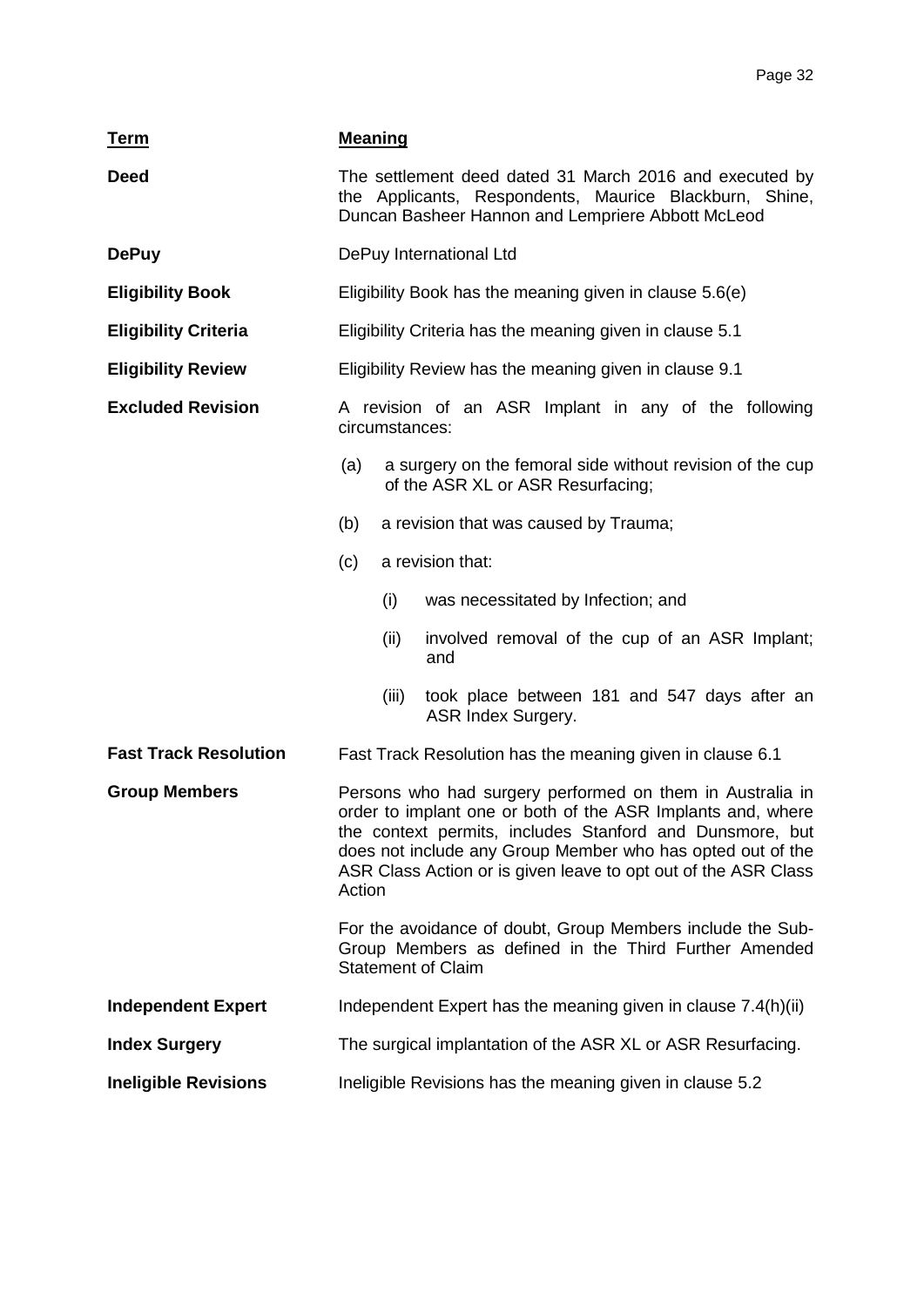| Term | Meaning |
| --- | --- |
| **Deed** | The settlement deed dated 31 March 2016 and executed by the Applicants, Respondents, Maurice Blackburn, Shine, Duncan Basheer Hannon and Lempriere Abbott McLeod |
| **DePuy** | DePuy International Ltd |
| **Eligibility Book** | Eligibility Book has the meaning given in clause 5.6(e) |
| **Eligibility Criteria** | Eligibility Criteria has the meaning given in clause 5.1 |
| **Eligibility Review** | Eligibility Review has the meaning given in clause 9.1 |
| **Excluded Revision** | A revision of an ASR Implant in any of the following circumstances:<br>(a) a surgery on the femoral side without revision of the cup of the ASR XL or ASR Resurfacing;<br>(b) a revision that was caused by Trauma;<br>(c) a revision that:<br>(i) was necessitated by Infection; and<br>(ii) involved removal of the cup of an ASR Implant; and<br>(iii) took place between 181 and 547 days after an ASR Index Surgery. |
| **Fast Track Resolution** | Fast Track Resolution has the meaning given in clause 6.1 |
| **Group Members** | Persons who had surgery performed on them in Australia in order to implant one or both of the ASR Implants and, where the context permits, includes Stanford and Dunsmore, but does not include any Group Member who has opted out of the ASR Class Action or is given leave to opt out of the ASR Class Action<br><br>For the avoidance of doubt, Group Members include the Sub-Group Members as defined in the Third Further Amended Statement of Claim |
| **Independent Expert** | Independent Expert has the meaning given in clause 7.4(h)(ii) |
| **Index Surgery** | The surgical implantation of the ASR XL or ASR Resurfacing. |
| **Ineligible Revisions** | Ineligible Revisions has the meaning given in clause 5.2 |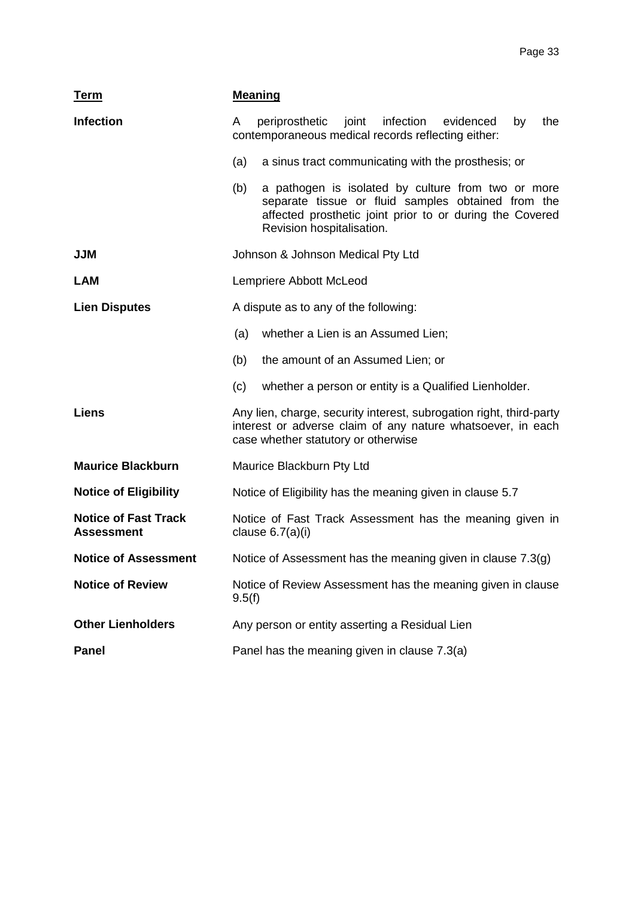| Term | Meaning |
|---|---|
| **Infection** | A periprosthetic joint infection evidenced by the contemporaneous medical records reflecting either:<br>(a) a sinus tract communicating with the prosthesis; or<br>(b) a pathogen is isolated by culture from two or more separate tissue or fluid samples obtained from the affected prosthetic joint prior to or during the Covered Revision hospitalisation. |
| **JJM** | Johnson & Johnson Medical Pty Ltd |
| **LAM** | Lempriere Abbott McLeod |
| **Lien Disputes** | A dispute as to any of the following:<br>(a) whether a Lien is an Assumed Lien;<br>(b) the amount of an Assumed Lien; or<br>(c) whether a person or entity is a Qualified Lienholder. |
| **Liens** | Any lien, charge, security interest, subrogation right, third-party interest or adverse claim of any nature whatsoever, in each case whether statutory or otherwise |
| **Maurice Blackburn** | Maurice Blackburn Pty Ltd |
| **Notice of Eligibility** | Notice of Eligibility has the meaning given in clause 5.7 |
| **Notice of Fast Track Assessment** | Notice of Fast Track Assessment has the meaning given in clause 6.7(a)(i) |
| **Notice of Assessment** | Notice of Assessment has the meaning given in clause 7.3(g) |
| **Notice of Review** | Notice of Review Assessment has the meaning given in clause 9.5(f) |
| **Other Lienholders** | Any person or entity asserting a Residual Lien |
| **Panel** | Panel has the meaning given in clause 7.3(a) |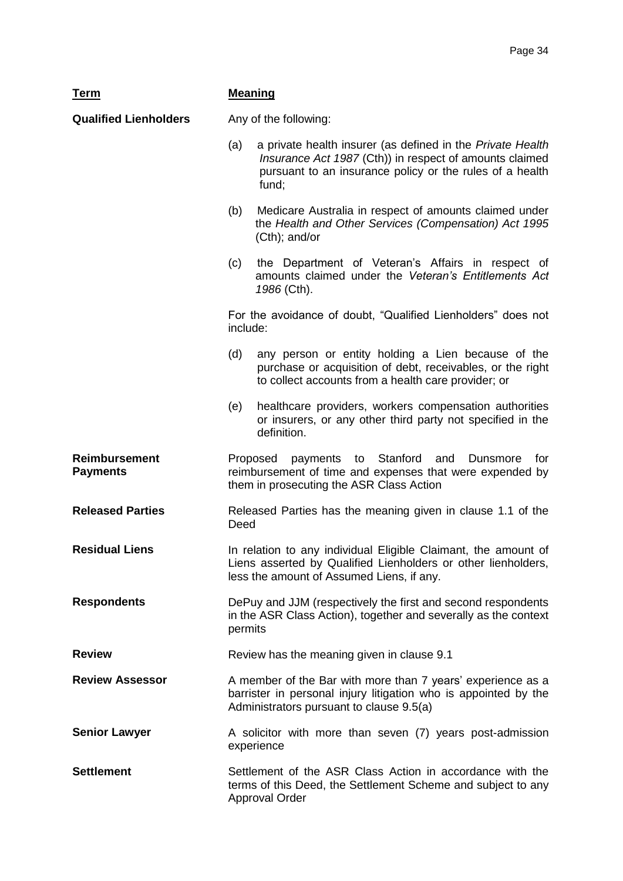| Term | Meaning |
| --- | --- |
| **Qualified Lienholders** | Any of the following:<br><br>(a) a private health insurer (as defined in the *Private Health Insurance Act 1987* (Cth)) in respect of amounts claimed pursuant to an insurance policy or the rules of a health fund;<br><br>(b) Medicare Australia in respect of amounts claimed under the *Health and Other Services (Compensation) Act 1995* (Cth); and/or<br><br>(c) the Department of Veteran's Affairs in respect of amounts claimed under the *Veteran's Entitlements Act 1986* (Cth).<br><br>For the avoidance of doubt, "Qualified Lienholders" does not include:<br><br>(d) any person or entity holding a Lien because of the purchase or acquisition of debt, receivables, or the right to collect accounts from a health care provider; or<br><br>(e) healthcare providers, workers compensation authorities or insurers, or any other third party not specified in the definition. |
| **Reimbursement Payments** | Proposed payments to Stanford and Dunsmore for reimbursement of time and expenses that were expended by them in prosecuting the ASR Class Action |
| **Released Parties** | Released Parties has the meaning given in clause 1.1 of the Deed |
| **Residual Liens** | In relation to any individual Eligible Claimant, the amount of Liens asserted by Qualified Lienholders or other lienholders, less the amount of Assumed Liens, if any. |
| **Respondents** | DePuy and JJM (respectively the first and second respondents in the ASR Class Action), together and severally as the context permits |
| **Review** | Review has the meaning given in clause 9.1 |
| **Review Assessor** | A member of the Bar with more than 7 years' experience as a barrister in personal injury litigation who is appointed by the Administrators pursuant to clause 9.5(a) |
| **Senior Lawyer** | A solicitor with more than seven (7) years post-admission experience |
| **Settlement** | Settlement of the ASR Class Action in accordance with the terms of this Deed, the Settlement Scheme and subject to any Approval Order |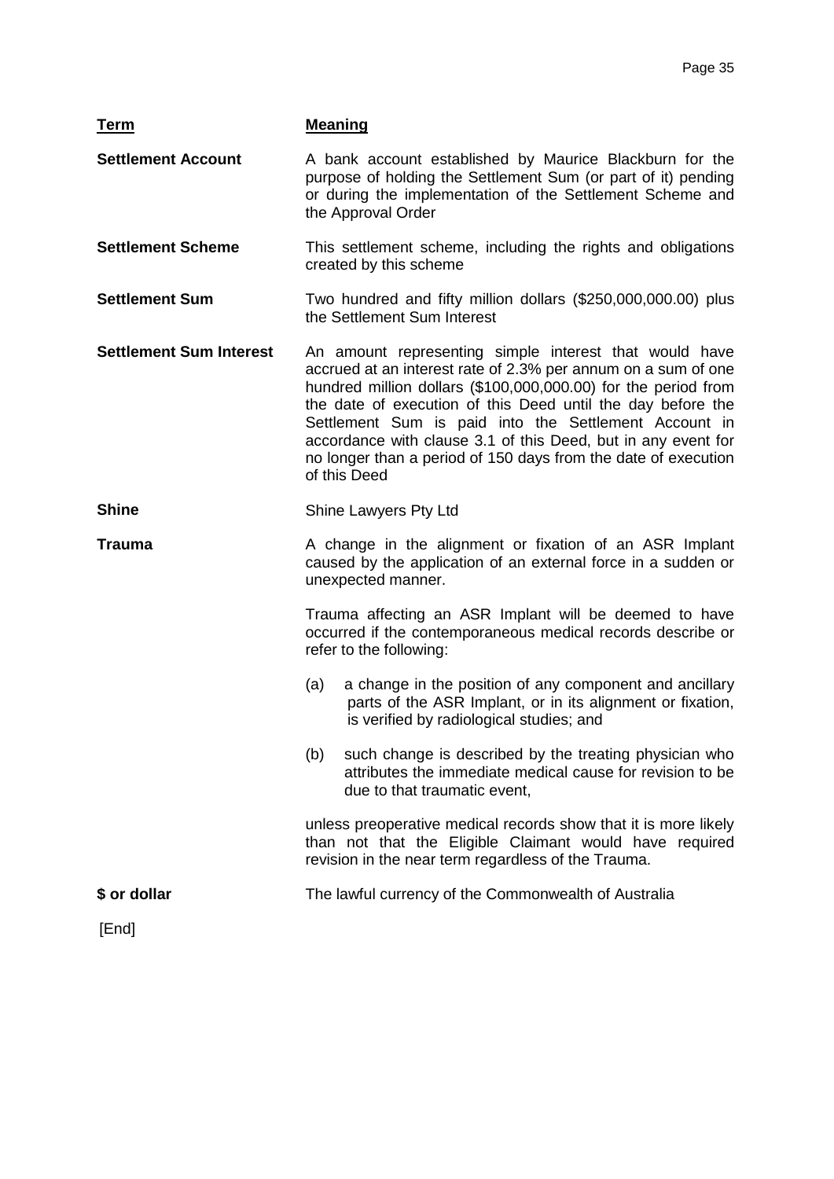| Term | Meaning |
| --- | --- |
| **Settlement Account** | A bank account established by Maurice Blackburn for the purpose of holding the Settlement Sum (or part of it) pending or during the implementation of the Settlement Scheme and the Approval Order |
| **Settlement Scheme** | This settlement scheme, including the rights and obligations created by this scheme |
| **Settlement Sum** | Two hundred and fifty million dollars ($250,000,000.00) plus the Settlement Sum Interest |
| **Settlement Sum Interest** | An amount representing simple interest that would have accrued at an interest rate of 2.3% per annum on a sum of one hundred million dollars ($100,000,000.00) for the period from the date of execution of this Deed until the day before the Settlement Sum is paid into the Settlement Account in accordance with clause 3.1 of this Deed, but in any event for no longer than a period of 150 days from the date of execution of this Deed |
| **Shine** | Shine Lawyers Pty Ltd |
| **Trauma** | A change in the alignment or fixation of an ASR Implant caused by the application of an external force in a sudden or unexpected manner.<br><br>Trauma affecting an ASR Implant will be deemed to have occurred if the contemporaneous medical records describe or refer to the following:<br><br>(a) a change in the position of any component and ancillary parts of the ASR Implant, or in its alignment or fixation, is verified by radiological studies; and<br><br>(b) such change is described by the treating physician who attributes the immediate medical cause for revision to be due to that traumatic event,<br><br>unless preoperative medical records show that it is more likely than not that the Eligible Claimant would have required revision in the near term regardless of the Trauma. |
| **$ or dollar** | The lawful currency of the Commonwealth of Australia |

[End]